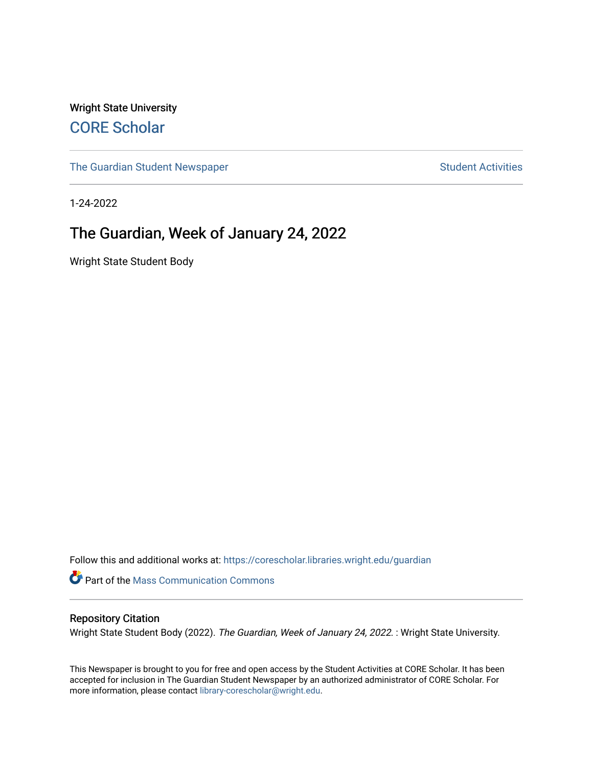Wright State University

CORE Scholar

The Guardian Student Newspaper

Student Activities

1-24-2022

# The Guardian, Week of January 24, 2022

Wright State Student Body

Follow this and additional works at: https://corescholar.libraries.wright.edu/guardian

Part of the Mass Communication Commons

## Repository Citation

Wright State Student Body (2022). *The Guardian, Week of January 24, 2022*. : Wright State University.

This Newspaper is brought to you for free and open access by the Student Activities at CORE Scholar. It has been accepted for inclusion in The Guardian Student Newspaper by an authorized administrator of CORE Scholar. For more information, please contact library-corescholar@wright.edu.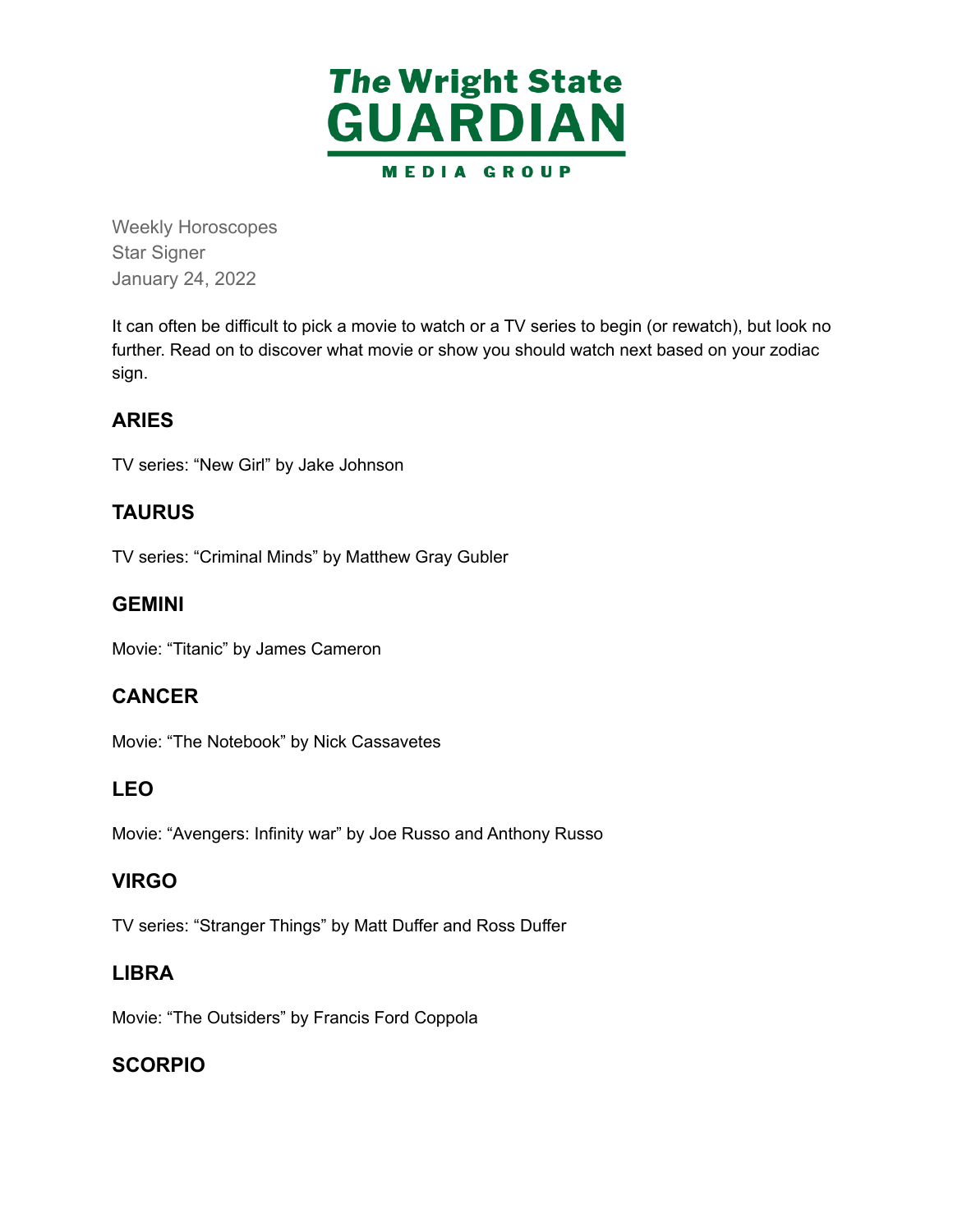The Wright State GUARDIAN MEDIA GROUP

Weekly Horoscopes
Star Signer
January 24, 2022

It can often be difficult to pick a movie to watch or a TV series to begin (or rewatch), but look no further. Read on to discover what movie or show you should watch next based on your zodiac sign.

## ARIES

TV series: “New Girl” by Jake Johnson

## TAURUS

TV series: “Criminal Minds” by Matthew Gray Gubler

## GEMINI

Movie: “Titanic” by James Cameron

## CANCER

Movie: “The Notebook” by Nick Cassavetes

## LEO

Movie: “Avengers: Infinity war” by Joe Russo and Anthony Russo

## VIRGO

TV series: “Stranger Things” by Matt Duffer and Ross Duffer

## LIBRA

Movie: “The Outsiders” by Francis Ford Coppola

## SCORPIO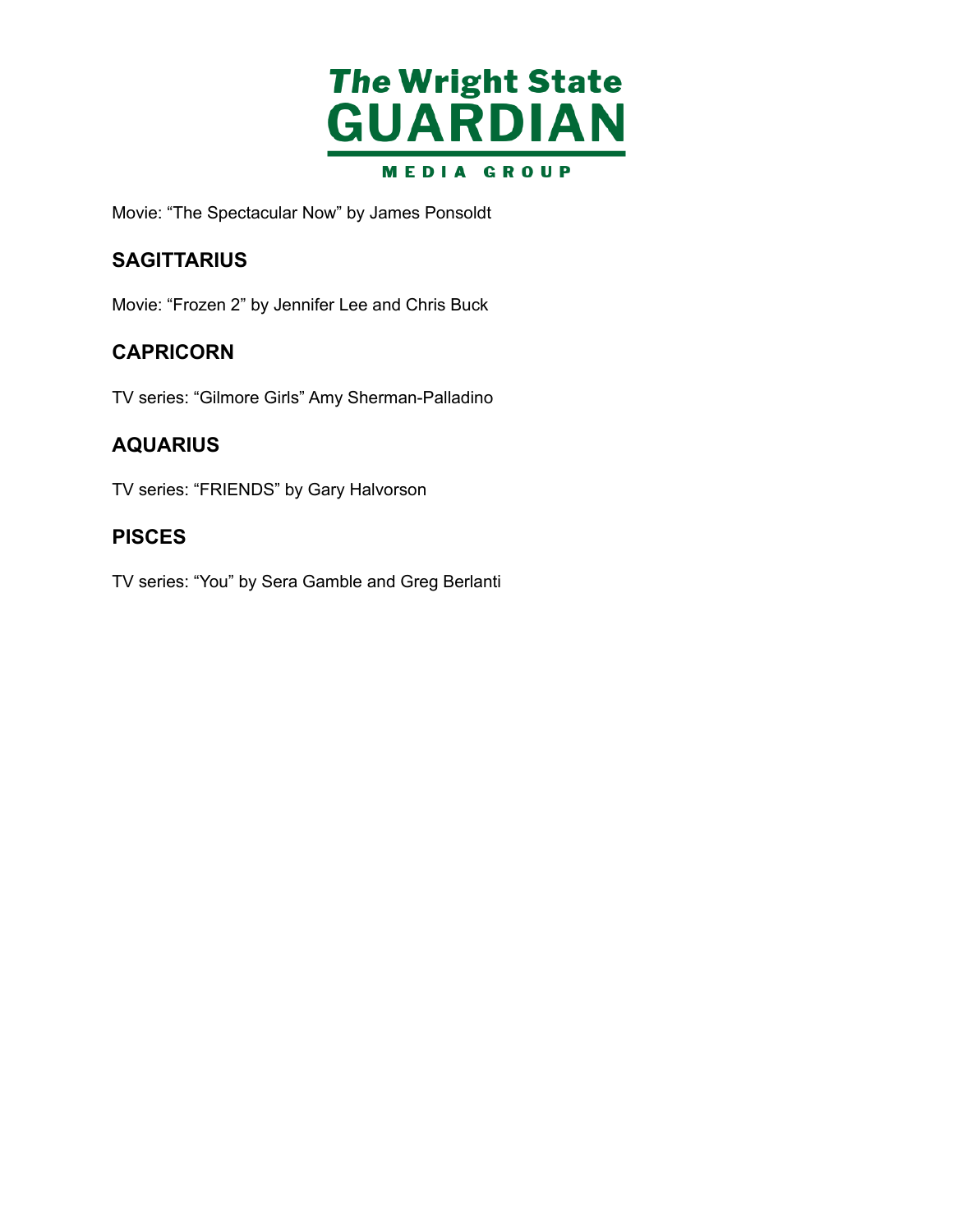Movie: “The Spectacular Now” by James Ponsoldt

## SAGITTARIUS

Movie: “Frozen 2” by Jennifer Lee and Chris Buck

## CAPRICORN

TV series: “Gilmore Girls” Amy Sherman-Palladino

## AQUARIUS

TV series: “FRIENDS” by Gary Halvorson

## PISCES

TV series: “You” by Sera Gamble and Greg Berlanti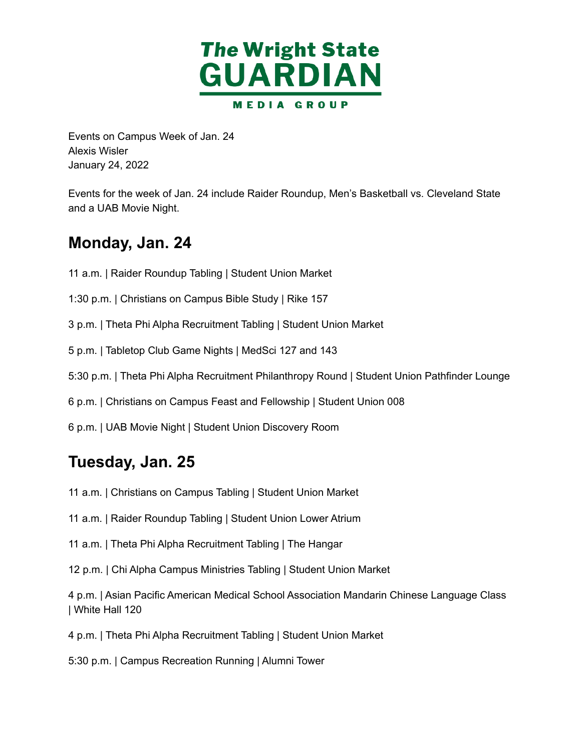# The Wright State GUARDIAN

MEDIA GROUP

Events on Campus Week of Jan. 24
Alexis Wisler
January 24, 2022

Events for the week of Jan. 24 include Raider Roundup, Men's Basketball vs. Cleveland State and a UAB Movie Night.

## Monday, Jan. 24

11 a.m. | Raider Roundup Tabling | Student Union Market

1:30 p.m. | Christians on Campus Bible Study | Rike 157

3 p.m. | Theta Phi Alpha Recruitment Tabling | Student Union Market

5 p.m. | Tabletop Club Game Nights | MedSci 127 and 143

5:30 p.m. | Theta Phi Alpha Recruitment Philanthropy Round | Student Union Pathfinder Lounge

6 p.m. | Christians on Campus Feast and Fellowship | Student Union 008

6 p.m. | UAB Movie Night | Student Union Discovery Room

## Tuesday, Jan. 25

11 a.m. | Christians on Campus Tabling | Student Union Market

11 a.m. | Raider Roundup Tabling | Student Union Lower Atrium

11 a.m. | Theta Phi Alpha Recruitment Tabling | The Hangar

12 p.m. | Chi Alpha Campus Ministries Tabling | Student Union Market

4 p.m. | Asian Pacific American Medical School Association Mandarin Chinese Language Class | White Hall 120

4 p.m. | Theta Phi Alpha Recruitment Tabling | Student Union Market

5:30 p.m. | Campus Recreation Running | Alumni Tower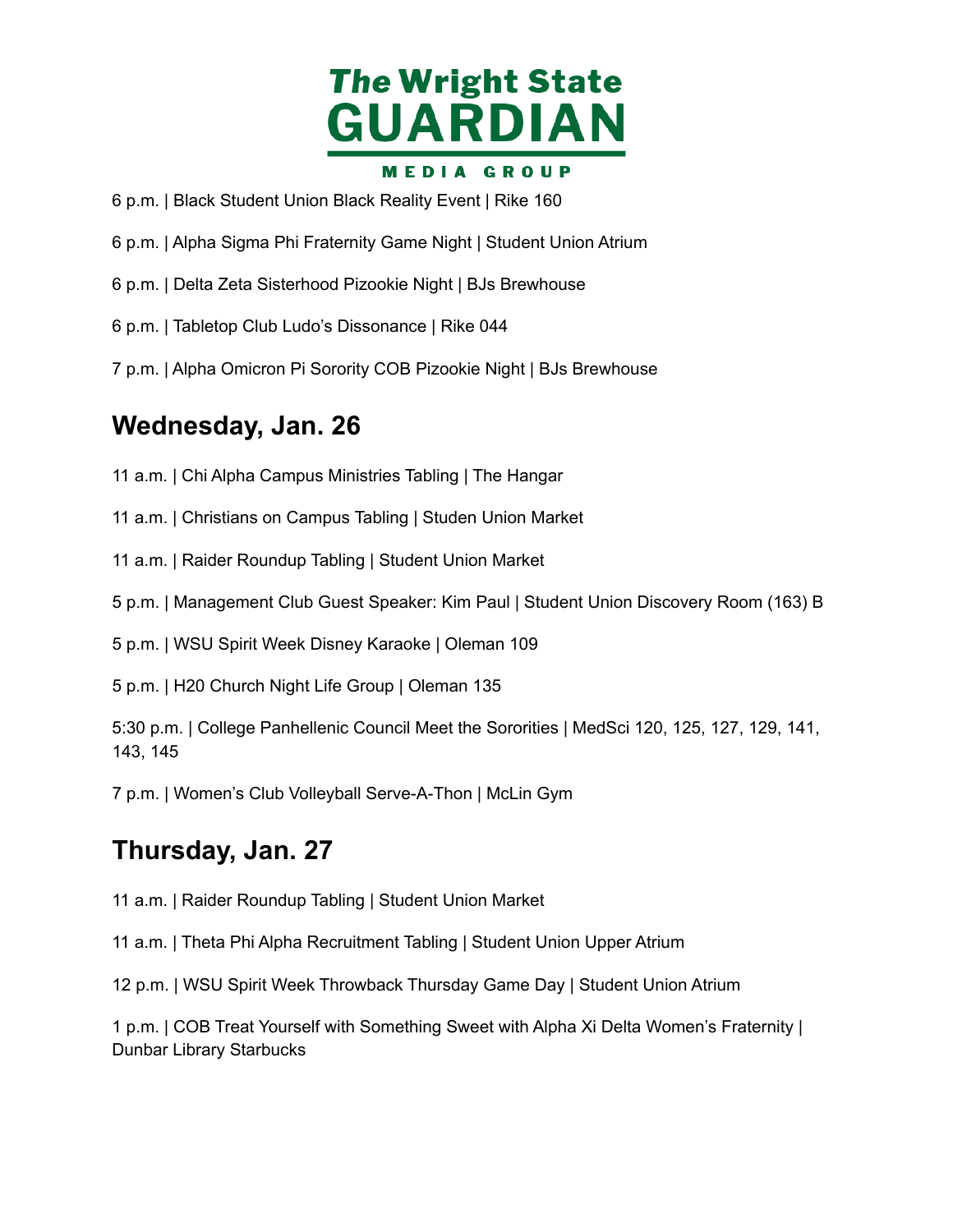6 p.m. | Black Student Union Black Reality Event | Rike 160

6 p.m. | Alpha Sigma Phi Fraternity Game Night | Student Union Atrium

6 p.m. | Delta Zeta Sisterhood Pizookie Night | BJs Brewhouse

6 p.m. | Tabletop Club Ludo's Dissonance | Rike 044

7 p.m. | Alpha Omicron Pi Sorority COB Pizookie Night | BJs Brewhouse

## Wednesday, Jan. 26

11 a.m. | Chi Alpha Campus Ministries Tabling | The Hangar

11 a.m. | Christians on Campus Tabling | Studen Union Market

11 a.m. | Raider Roundup Tabling | Student Union Market

5 p.m. | Management Club Guest Speaker: Kim Paul | Student Union Discovery Room (163) B

5 p.m. | WSU Spirit Week Disney Karaoke | Oleman 109

5 p.m. | H20 Church Night Life Group | Oleman 135

5:30 p.m. | College Panhellenic Council Meet the Sororities | MedSci 120, 125, 127, 129, 141, 143, 145

7 p.m. | Women's Club Volleyball Serve-A-Thon | McLin Gym

## Thursday, Jan. 27

11 a.m. | Raider Roundup Tabling | Student Union Market

11 a.m. | Theta Phi Alpha Recruitment Tabling | Student Union Upper Atrium

12 p.m. | WSU Spirit Week Throwback Thursday Game Day | Student Union Atrium

1 p.m. | COB Treat Yourself with Something Sweet with Alpha Xi Delta Women's Fraternity | Dunbar Library Starbucks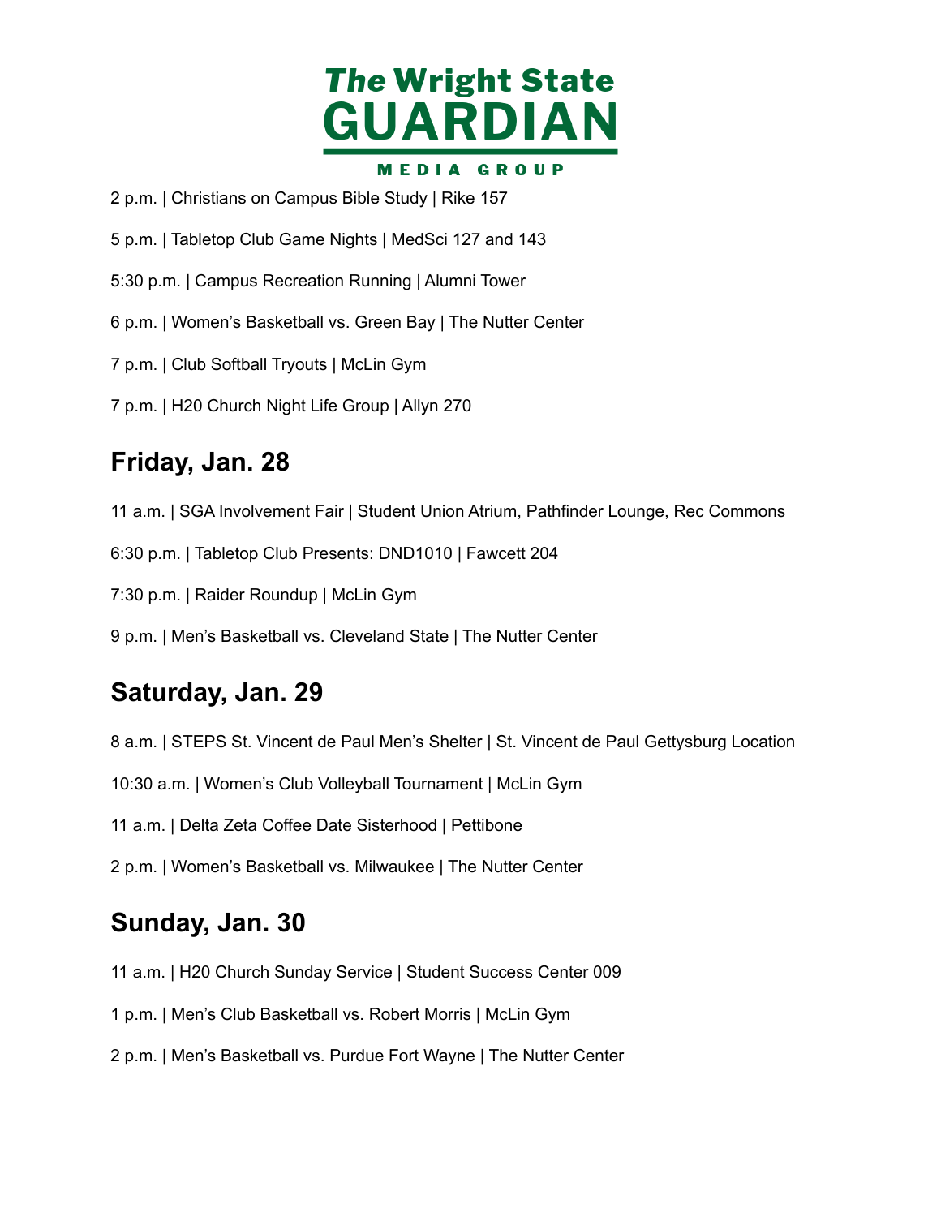2 p.m. | Christians on Campus Bible Study | Rike 157

5 p.m. | Tabletop Club Game Nights | MedSci 127 and 143

5:30 p.m. | Campus Recreation Running | Alumni Tower

6 p.m. | Women's Basketball vs. Green Bay | The Nutter Center

7 p.m. | Club Softball Tryouts | McLin Gym

7 p.m. | H20 Church Night Life Group | Allyn 270

## Friday, Jan. 28

11 a.m. | SGA Involvement Fair | Student Union Atrium, Pathfinder Lounge, Rec Commons

6:30 p.m. | Tabletop Club Presents: DND1010 | Fawcett 204

7:30 p.m. | Raider Roundup | McLin Gym

9 p.m. | Men's Basketball vs. Cleveland State | The Nutter Center

## Saturday, Jan. 29

8 a.m. | STEPS St. Vincent de Paul Men's Shelter | St. Vincent de Paul Gettysburg Location

10:30 a.m. | Women's Club Volleyball Tournament | McLin Gym

11 a.m. | Delta Zeta Coffee Date Sisterhood | Pettibone

2 p.m. | Women's Basketball vs. Milwaukee | The Nutter Center

## Sunday, Jan. 30

11 a.m. | H20 Church Sunday Service | Student Success Center 009

1 p.m. | Men's Club Basketball vs. Robert Morris | McLin Gym

2 p.m. | Men's Basketball vs. Purdue Fort Wayne | The Nutter Center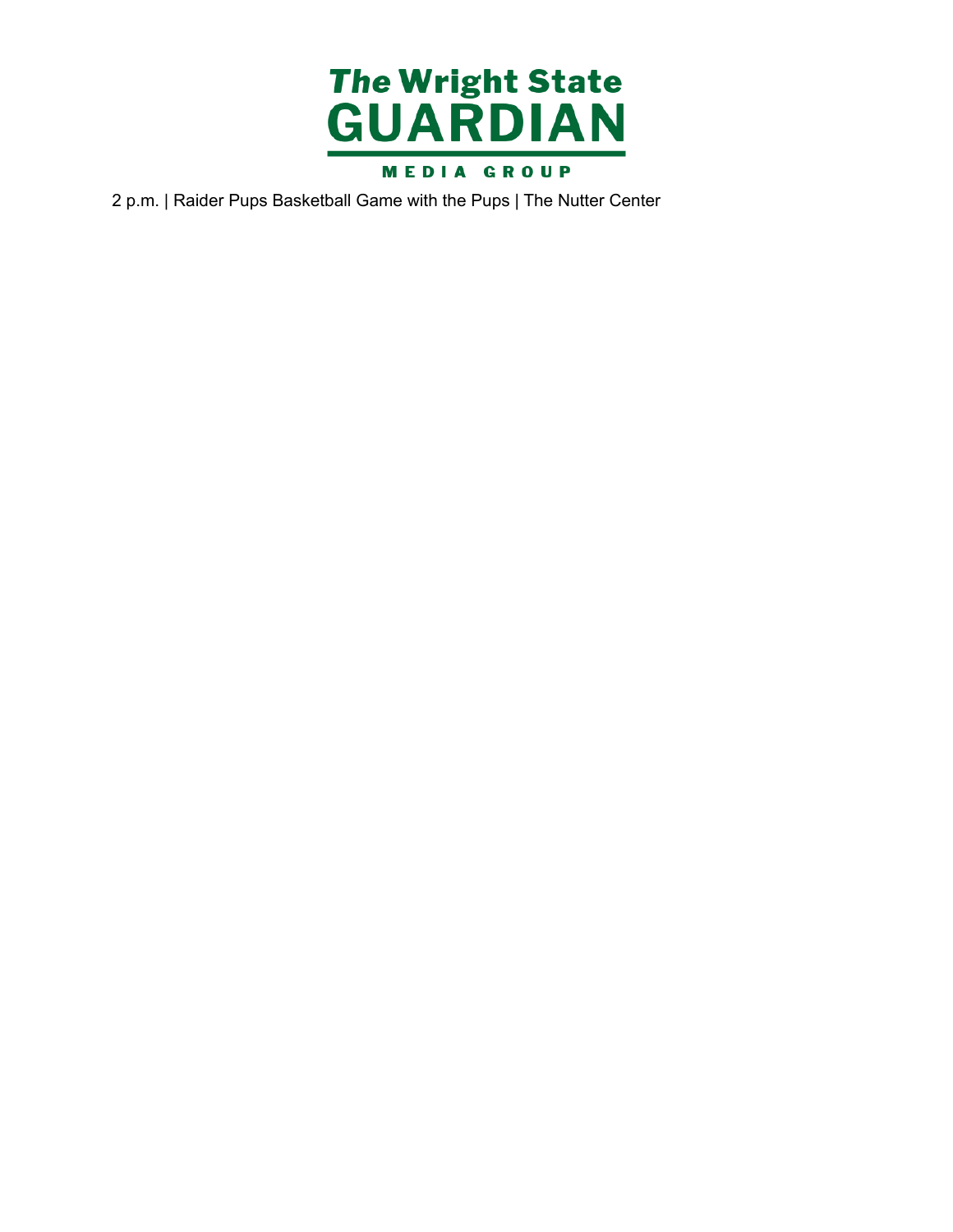2 p.m. | Raider Pups Basketball Game with the Pups | The Nutter Center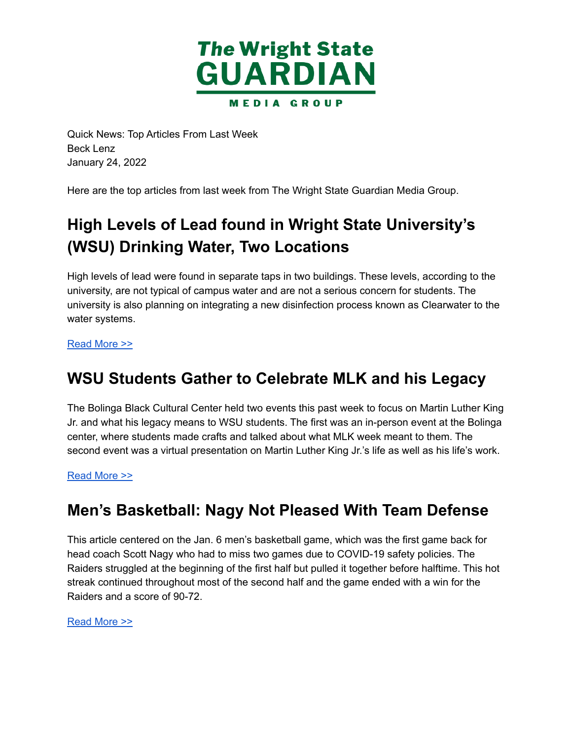**The Wright State GUARDIAN**

**MEDIA GROUP**

Quick News: Top Articles From Last Week
Beck Lenz
January 24, 2022

Here are the top articles from last week from The Wright State Guardian Media Group.

## High Levels of Lead found in Wright State University's (WSU) Drinking Water, Two Locations

High levels of lead were found in separate taps in two buildings. These levels, according to the university, are not typical of campus water and are not a serious concern for students. The university is also planning on integrating a new disinfection process known as Clearwater to the water systems.

Read More >>

## WSU Students Gather to Celebrate MLK and his Legacy

The Bolinga Black Cultural Center held two events this past week to focus on Martin Luther King Jr. and what his legacy means to WSU students. The first was an in-person event at the Bolinga center, where students made crafts and talked about what MLK week meant to them. The second event was a virtual presentation on Martin Luther King Jr.'s life as well as his life's work.

Read More >>

## Men's Basketball: Nagy Not Pleased With Team Defense

This article centered on the Jan. 6 men's basketball game, which was the first game back for head coach Scott Nagy who had to miss two games due to COVID-19 safety policies. The Raiders struggled at the beginning of the first half but pulled it together before halftime. This hot streak continued throughout most of the second half and the game ended with a win for the Raiders and a score of 90-72.

Read More >>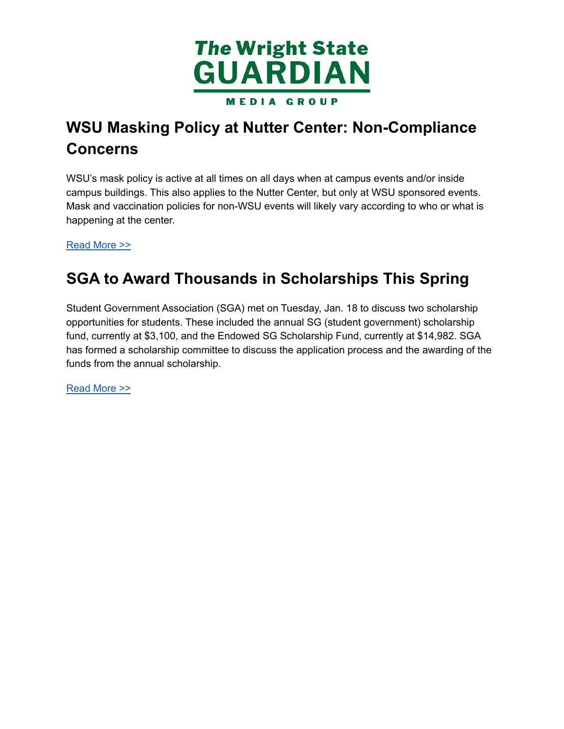# The Wright State GUARDIAN

MEDIA GROUP

## WSU Masking Policy at Nutter Center: Non-Compliance Concerns

WSU's mask policy is active at all times on all days when at campus events and/or inside campus buildings. This also applies to the Nutter Center, but only at WSU sponsored events. Mask and vaccination policies for non-WSU events will likely vary according to who or what is happening at the center.

Read More >>

## SGA to Award Thousands in Scholarships This Spring

Student Government Association (SGA) met on Tuesday, Jan. 18 to discuss two scholarship opportunities for students. These included the annual SG (student government) scholarship fund, currently at $3,100, and the Endowed SG Scholarship Fund, currently at $14,982. SGA has formed a scholarship committee to discuss the application process and the awarding of the funds from the annual scholarship.

Read More >>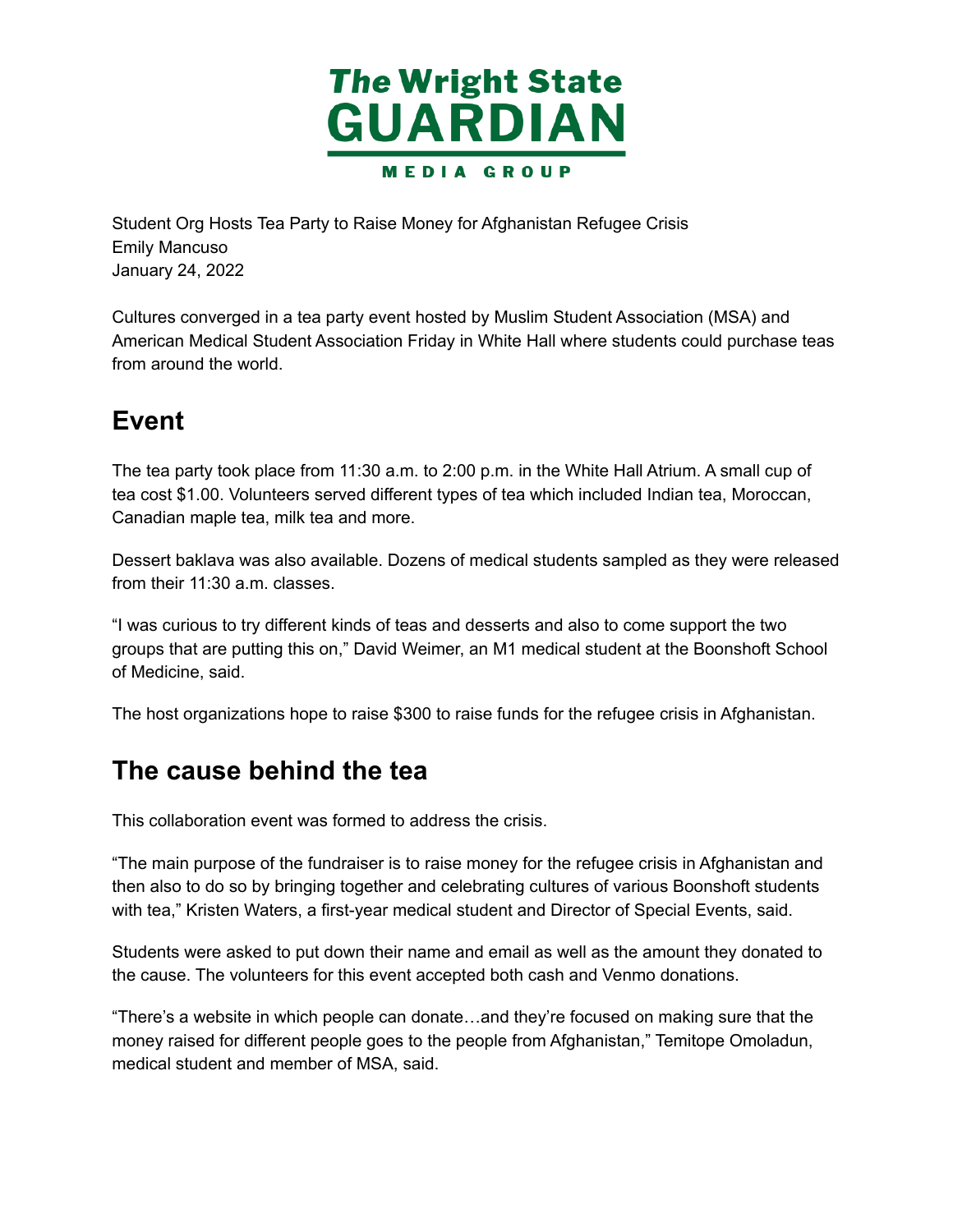Student Org Hosts Tea Party to Raise Money for Afghanistan Refugee Crisis
Emily Mancuso
January 24, 2022

Cultures converged in a tea party event hosted by Muslim Student Association (MSA) and American Medical Student Association Friday in White Hall where students could purchase teas from around the world.

## Event

The tea party took place from 11:30 a.m. to 2:00 p.m. in the White Hall Atrium. A small cup of tea cost $1.00. Volunteers served different types of tea which included Indian tea, Moroccan, Canadian maple tea, milk tea and more.

Dessert baklava was also available. Dozens of medical students sampled as they were released from their 11:30 a.m. classes.

"I was curious to try different kinds of teas and desserts and also to come support the two groups that are putting this on," David Weimer, an M1 medical student at the Boonshoft School of Medicine, said.

The host organizations hope to raise $300 to raise funds for the refugee crisis in Afghanistan.

## The cause behind the tea

This collaboration event was formed to address the crisis.

"The main purpose of the fundraiser is to raise money for the refugee crisis in Afghanistan and then also to do so by bringing together and celebrating cultures of various Boonshoft students with tea," Kristen Waters, a first-year medical student and Director of Special Events, said.

Students were asked to put down their name and email as well as the amount they donated to the cause. The volunteers for this event accepted both cash and Venmo donations.

"There's a website in which people can donate…and they're focused on making sure that the money raised for different people goes to the people from Afghanistan," Temitope Omoladun, medical student and member of MSA, said.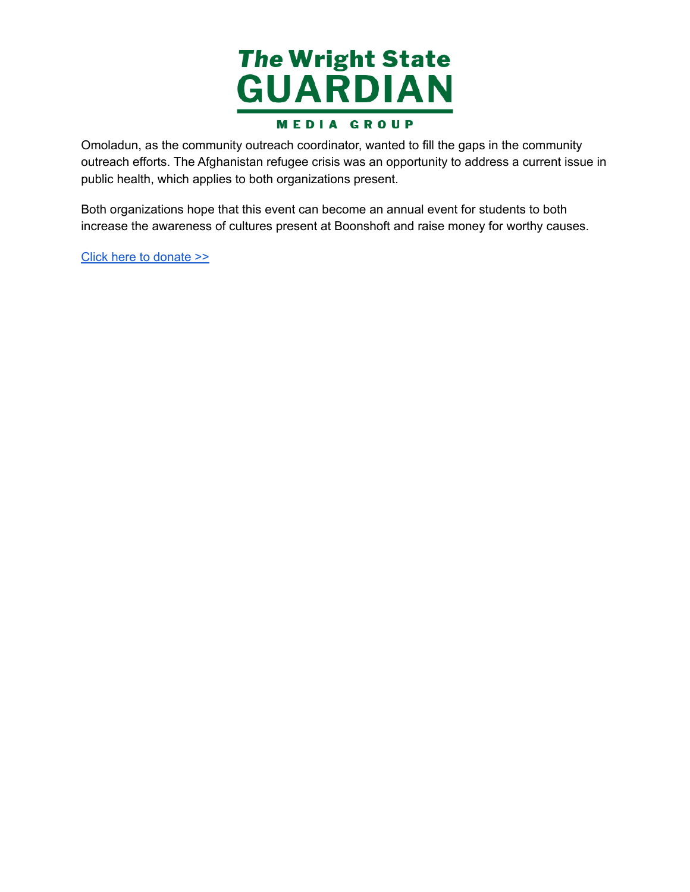Omoladun, as the community outreach coordinator, wanted to fill the gaps in the community outreach efforts. The Afghanistan refugee crisis was an opportunity to address a current issue in public health, which applies to both organizations present.

Both organizations hope that this event can become an annual event for students to both increase the awareness of cultures present at Boonshoft and raise money for worthy causes.

Click here to donate >>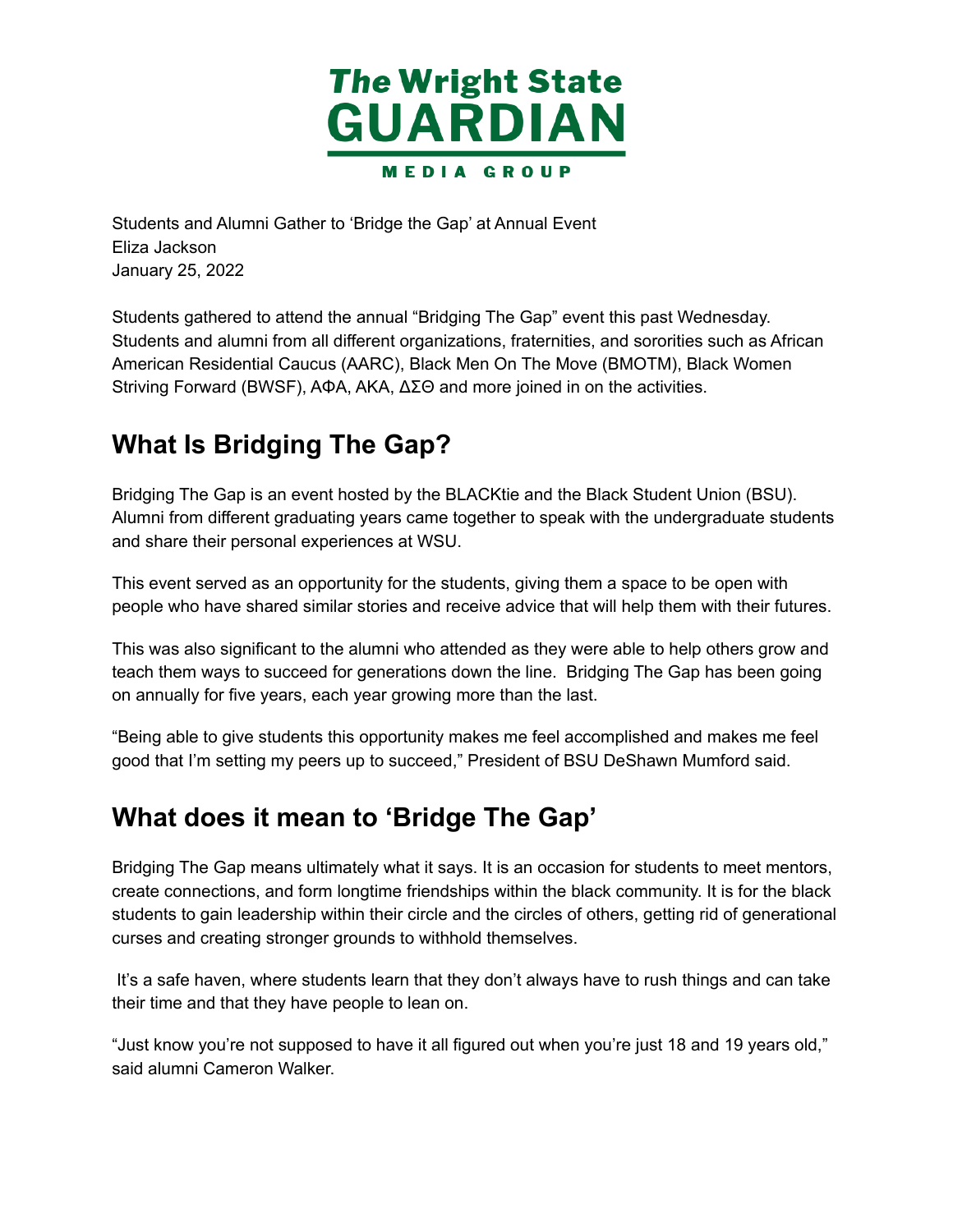The Wright State GUARDIAN MEDIA GROUP

Students and Alumni Gather to 'Bridge the Gap' at Annual Event
Eliza Jackson
January 25, 2022

Students gathered to attend the annual "Bridging The Gap" event this past Wednesday. Students and alumni from all different organizations, fraternities, and sororities such as African American Residential Caucus (AARC), Black Men On The Move (BMOTM), Black Women Striving Forward (BWSF), ΑΦΑ, ΑΚΑ, ΔΣΘ and more joined in on the activities.

## What Is Bridging The Gap?

Bridging The Gap is an event hosted by the BLACKtie and the Black Student Union (BSU). Alumni from different graduating years came together to speak with the undergraduate students and share their personal experiences at WSU.

This event served as an opportunity for the students, giving them a space to be open with people who have shared similar stories and receive advice that will help them with their futures.

This was also significant to the alumni who attended as they were able to help others grow and teach them ways to succeed for generations down the line. Bridging The Gap has been going on annually for five years, each year growing more than the last.

"Being able to give students this opportunity makes me feel accomplished and makes me feel good that I'm setting my peers up to succeed," President of BSU DeShawn Mumford said.

## What does it mean to 'Bridge The Gap'

Bridging The Gap means ultimately what it says. It is an occasion for students to meet mentors, create connections, and form longtime friendships within the black community. It is for the black students to gain leadership within their circle and the circles of others, getting rid of generational curses and creating stronger grounds to withhold themselves.

It's a safe haven, where students learn that they don't always have to rush things and can take their time and that they have people to lean on.

"Just know you're not supposed to have it all figured out when you're just 18 and 19 years old," said alumni Cameron Walker.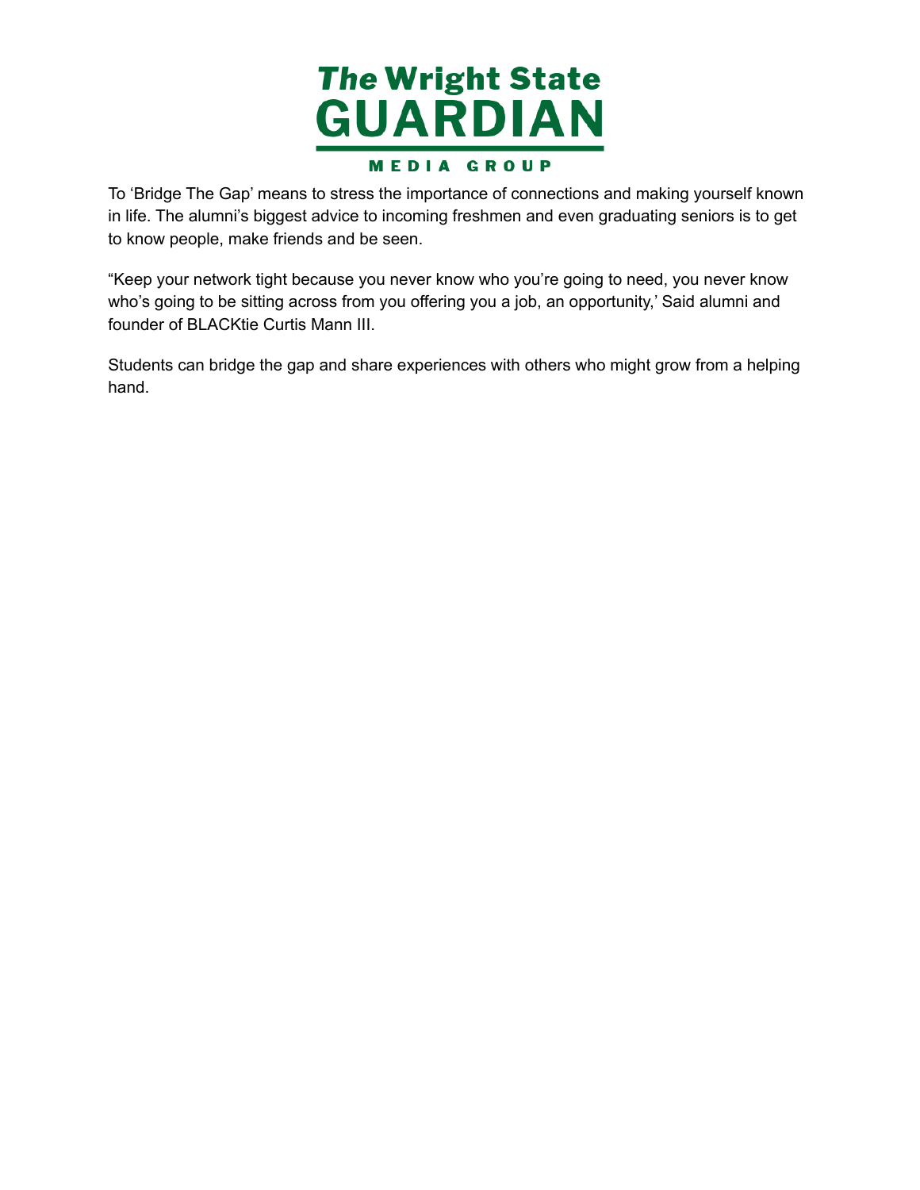To 'Bridge The Gap' means to stress the importance of connections and making yourself known in life. The alumni's biggest advice to incoming freshmen and even graduating seniors is to get to know people, make friends and be seen.

"Keep your network tight because you never know who you're going to need, you never know who's going to be sitting across from you offering you a job, an opportunity,' Said alumni and founder of BLACKtie Curtis Mann III.

Students can bridge the gap and share experiences with others who might grow from a helping hand.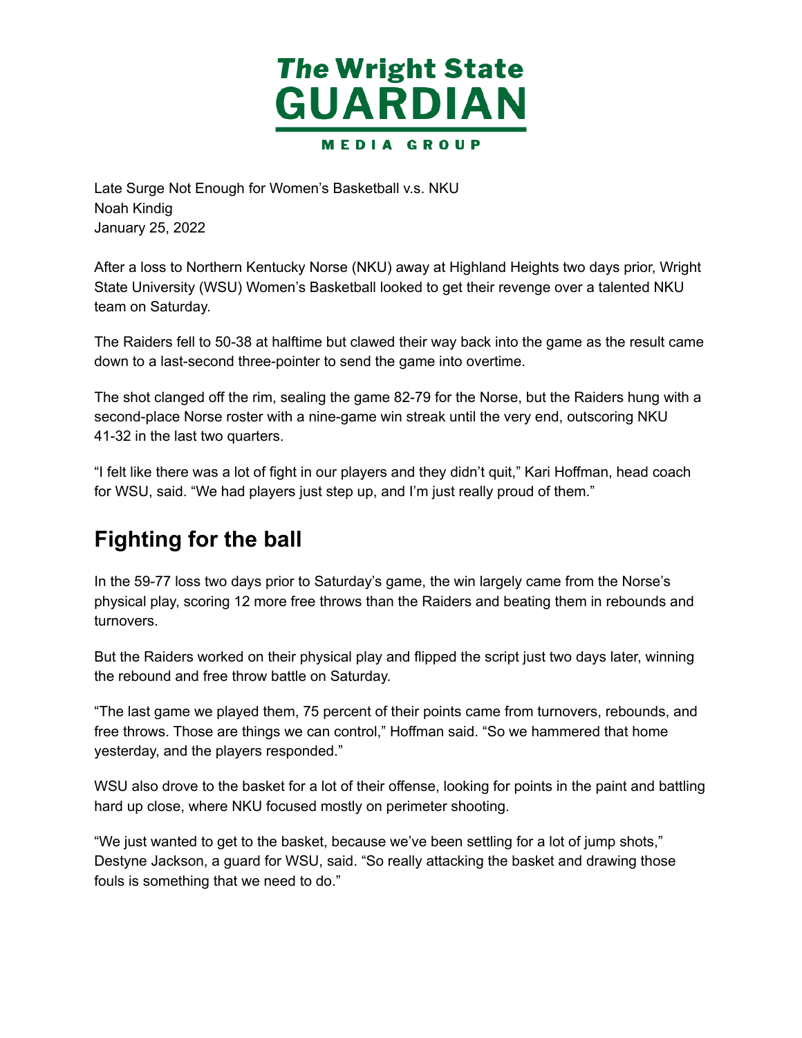# The Wright State GUARDIAN

MEDIA GROUP

Late Surge Not Enough for Women's Basketball v.s. NKU
Noah Kindig
January 25, 2022

After a loss to Northern Kentucky Norse (NKU) away at Highland Heights two days prior, Wright State University (WSU) Women's Basketball looked to get their revenge over a talented NKU team on Saturday.

The Raiders fell to 50-38 at halftime but clawed their way back into the game as the result came down to a last-second three-pointer to send the game into overtime.

The shot clanged off the rim, sealing the game 82-79 for the Norse, but the Raiders hung with a second-place Norse roster with a nine-game win streak until the very end, outscoring NKU 41-32 in the last two quarters.

"I felt like there was a lot of fight in our players and they didn't quit," Kari Hoffman, head coach for WSU, said. "We had players just step up, and I'm just really proud of them."

## Fighting for the ball

In the 59-77 loss two days prior to Saturday's game, the win largely came from the Norse's physical play, scoring 12 more free throws than the Raiders and beating them in rebounds and turnovers.

But the Raiders worked on their physical play and flipped the script just two days later, winning the rebound and free throw battle on Saturday.

"The last game we played them, 75 percent of their points came from turnovers, rebounds, and free throws. Those are things we can control," Hoffman said. "So we hammered that home yesterday, and the players responded."

WSU also drove to the basket for a lot of their offense, looking for points in the paint and battling hard up close, where NKU focused mostly on perimeter shooting.

"We just wanted to get to the basket, because we've been settling for a lot of jump shots," Destyne Jackson, a guard for WSU, said. "So really attacking the basket and drawing those fouls is something that we need to do."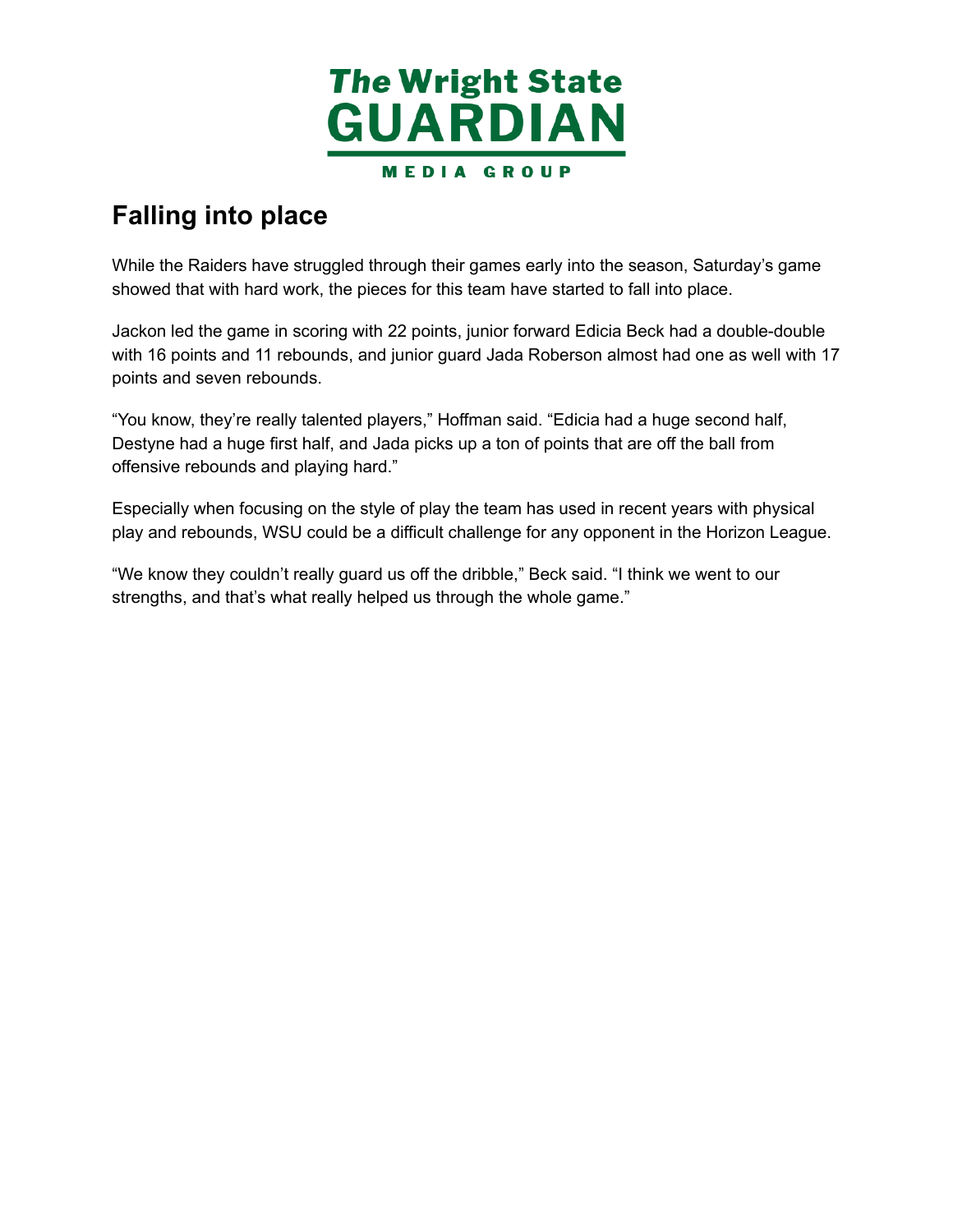## Falling into place

While the Raiders have struggled through their games early into the season, Saturday's game showed that with hard work, the pieces for this team have started to fall into place.

Jackon led the game in scoring with 22 points, junior forward Edicia Beck had a double-double with 16 points and 11 rebounds, and junior guard Jada Roberson almost had one as well with 17 points and seven rebounds.

"You know, they're really talented players," Hoffman said. "Edicia had a huge second half, Destyne had a huge first half, and Jada picks up a ton of points that are off the ball from offensive rebounds and playing hard."

Especially when focusing on the style of play the team has used in recent years with physical play and rebounds, WSU could be a difficult challenge for any opponent in the Horizon League.

"We know they couldn't really guard us off the dribble," Beck said. "I think we went to our strengths, and that's what really helped us through the whole game."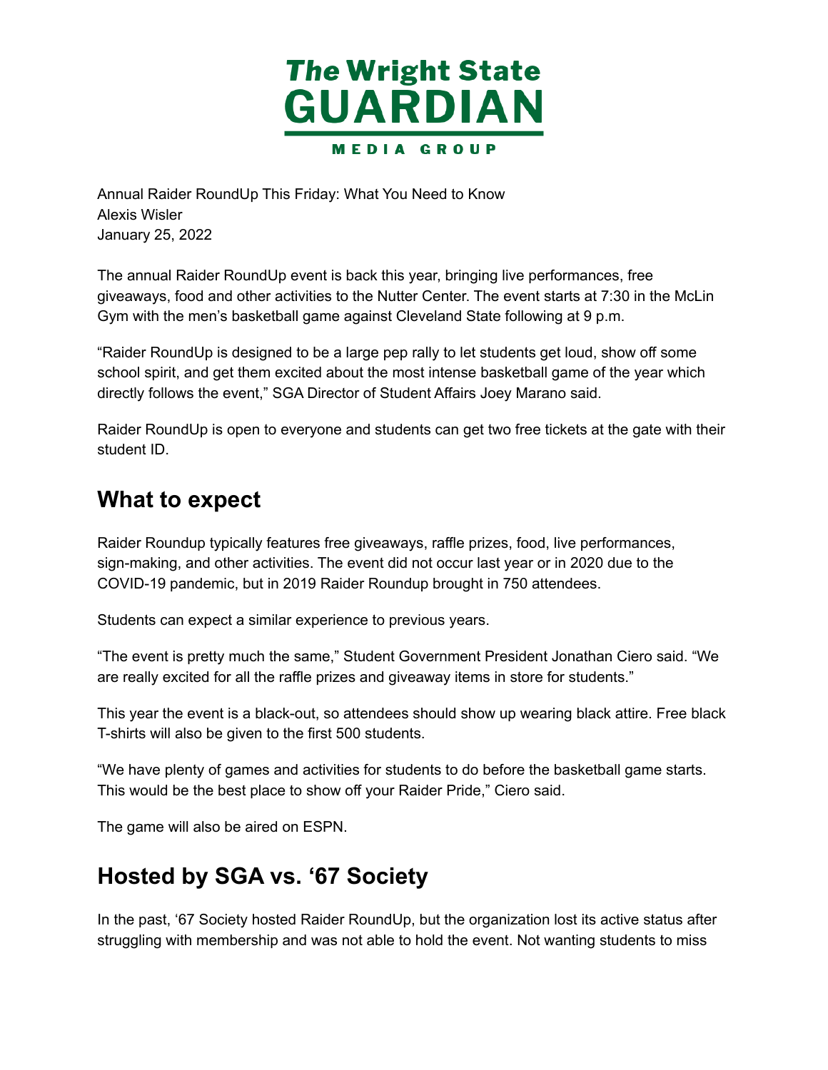Annual Raider RoundUp This Friday: What You Need to Know
Alexis Wisler
January 25, 2022

The annual Raider RoundUp event is back this year, bringing live performances, free giveaways, food and other activities to the Nutter Center. The event starts at 7:30 in the McLin Gym with the men's basketball game against Cleveland State following at 9 p.m.

"Raider RoundUp is designed to be a large pep rally to let students get loud, show off some school spirit, and get them excited about the most intense basketball game of the year which directly follows the event," SGA Director of Student Affairs Joey Marano said.

Raider RoundUp is open to everyone and students can get two free tickets at the gate with their student ID.

## What to expect

Raider Roundup typically features free giveaways, raffle prizes, food, live performances, sign-making, and other activities. The event did not occur last year or in 2020 due to the COVID-19 pandemic, but in 2019 Raider Roundup brought in 750 attendees.

Students can expect a similar experience to previous years.

"The event is pretty much the same," Student Government President Jonathan Ciero said. "We are really excited for all the raffle prizes and giveaway items in store for students."

This year the event is a black-out, so attendees should show up wearing black attire. Free black T-shirts will also be given to the first 500 students.

"We have plenty of games and activities for students to do before the basketball game starts. This would be the best place to show off your Raider Pride," Ciero said.

The game will also be aired on ESPN.

## Hosted by SGA vs. '67 Society

In the past, '67 Society hosted Raider RoundUp, but the organization lost its active status after struggling with membership and was not able to hold the event. Not wanting students to miss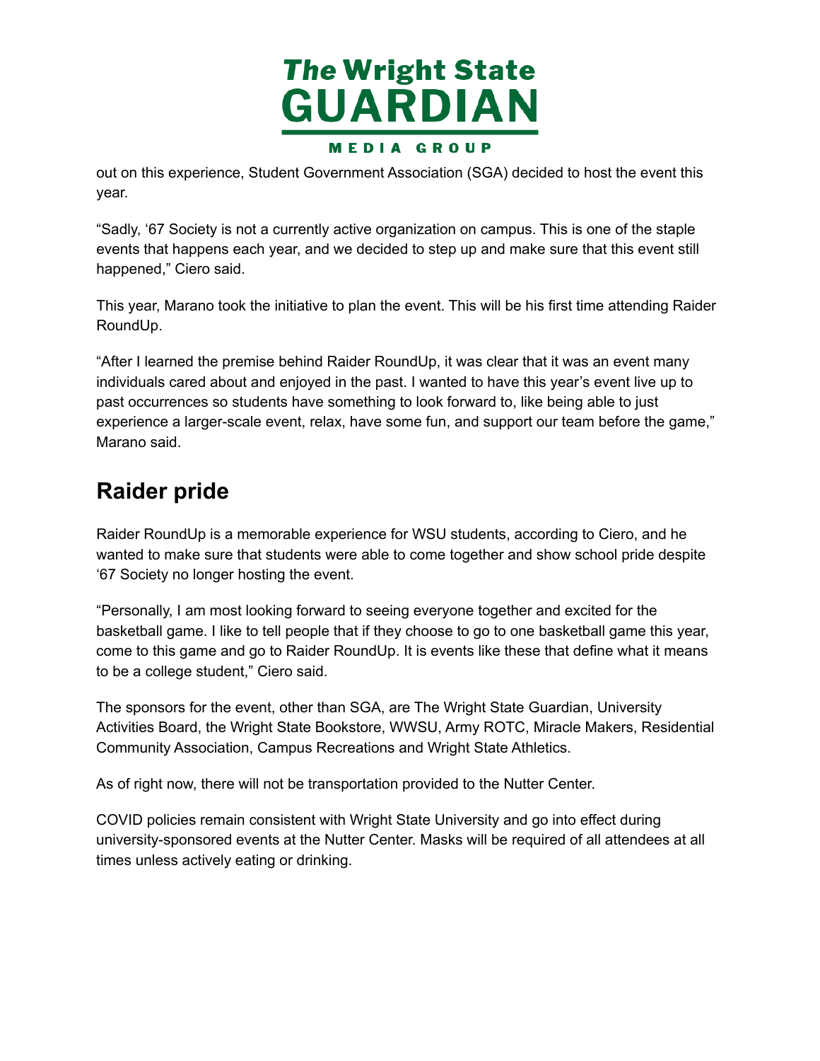out on this experience, Student Government Association (SGA) decided to host the event this year.

“Sadly, ‘67 Society is not a currently active organization on campus. This is one of the staple events that happens each year, and we decided to step up and make sure that this event still happened,” Ciero said.

This year, Marano took the initiative to plan the event. This will be his first time attending Raider RoundUp.

“After I learned the premise behind Raider RoundUp, it was clear that it was an event many individuals cared about and enjoyed in the past. I wanted to have this year’s event live up to past occurrences so students have something to look forward to, like being able to just experience a larger-scale event, relax, have some fun, and support our team before the game,” Marano said.

## Raider pride

Raider RoundUp is a memorable experience for WSU students, according to Ciero, and he wanted to make sure that students were able to come together and show school pride despite ‘67 Society no longer hosting the event.

“Personally, I am most looking forward to seeing everyone together and excited for the basketball game. I like to tell people that if they choose to go to one basketball game this year, come to this game and go to Raider RoundUp. It is events like these that define what it means to be a college student,” Ciero said.

The sponsors for the event, other than SGA, are The Wright State Guardian, University Activities Board, the Wright State Bookstore, WWSU, Army ROTC, Miracle Makers, Residential Community Association, Campus Recreations and Wright State Athletics.

As of right now, there will not be transportation provided to the Nutter Center.

COVID policies remain consistent with Wright State University and go into effect during university-sponsored events at the Nutter Center. Masks will be required of all attendees at all times unless actively eating or drinking.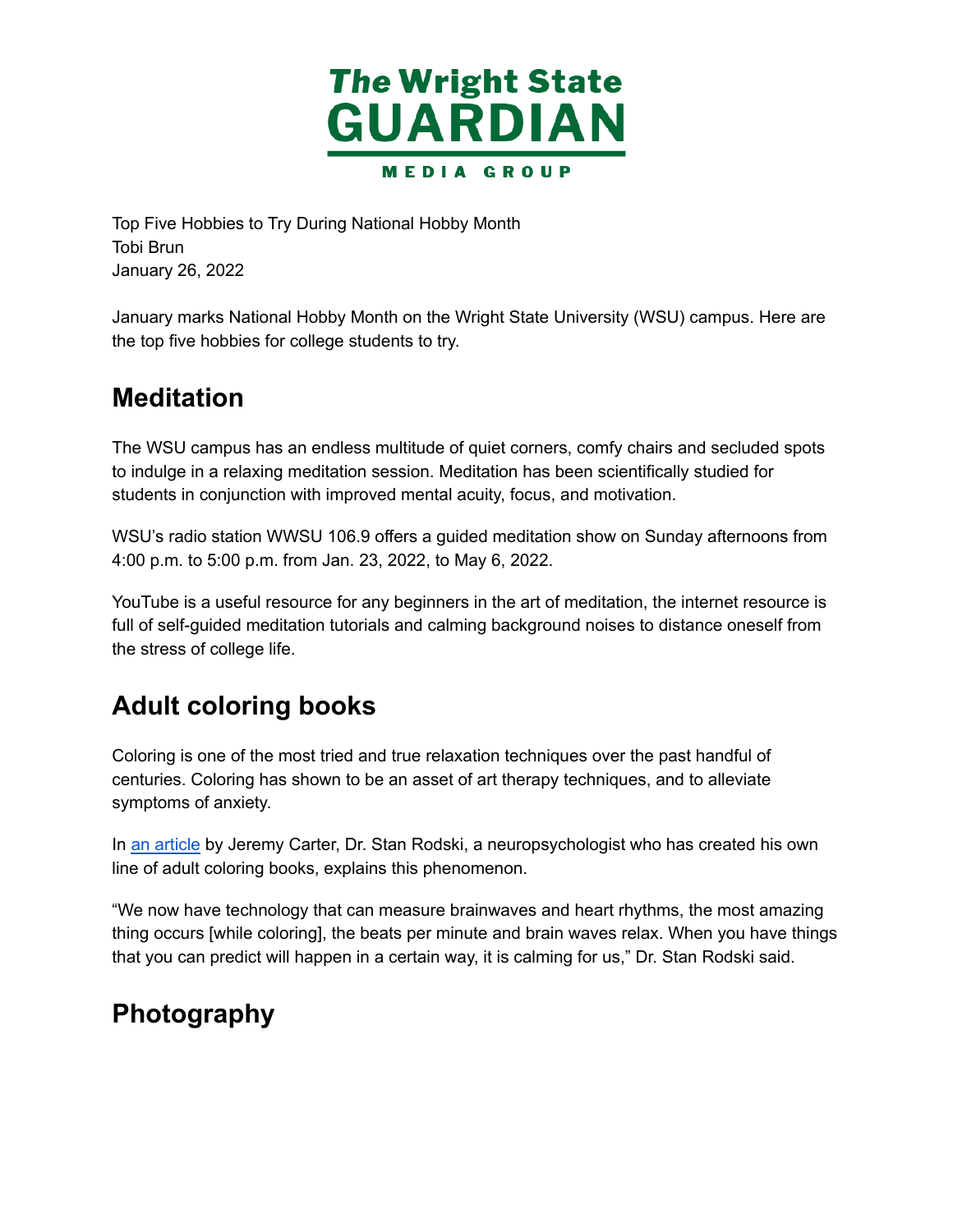# The Wright State GUARDIAN

MEDIA GROUP

Top Five Hobbies to Try During National Hobby Month
Tobi Brun
January 26, 2022

January marks National Hobby Month on the Wright State University (WSU) campus. Here are the top five hobbies for college students to try.

## Meditation

The WSU campus has an endless multitude of quiet corners, comfy chairs and secluded spots to indulge in a relaxing meditation session. Meditation has been scientifically studied for students in conjunction with improved mental acuity, focus, and motivation.

WSU's radio station WWSU 106.9 offers a guided meditation show on Sunday afternoons from 4:00 p.m. to 5:00 p.m. from Jan. 23, 2022, to May 6, 2022.

YouTube is a useful resource for any beginners in the art of meditation, the internet resource is full of self-guided meditation tutorials and calming background noises to distance oneself from the stress of college life.

## Adult coloring books

Coloring is one of the most tried and true relaxation techniques over the past handful of centuries. Coloring has shown to be an asset of art therapy techniques, and to alleviate symptoms of anxiety.

In an article by Jeremy Carter, Dr. Stan Rodski, a neuropsychologist who has created his own line of adult coloring books, explains this phenomenon.

"We now have technology that can measure brainwaves and heart rhythms, the most amazing thing occurs [while coloring], the beats per minute and brain waves relax. When you have things that you can predict will happen in a certain way, it is calming for us," Dr. Stan Rodski said.

## Photography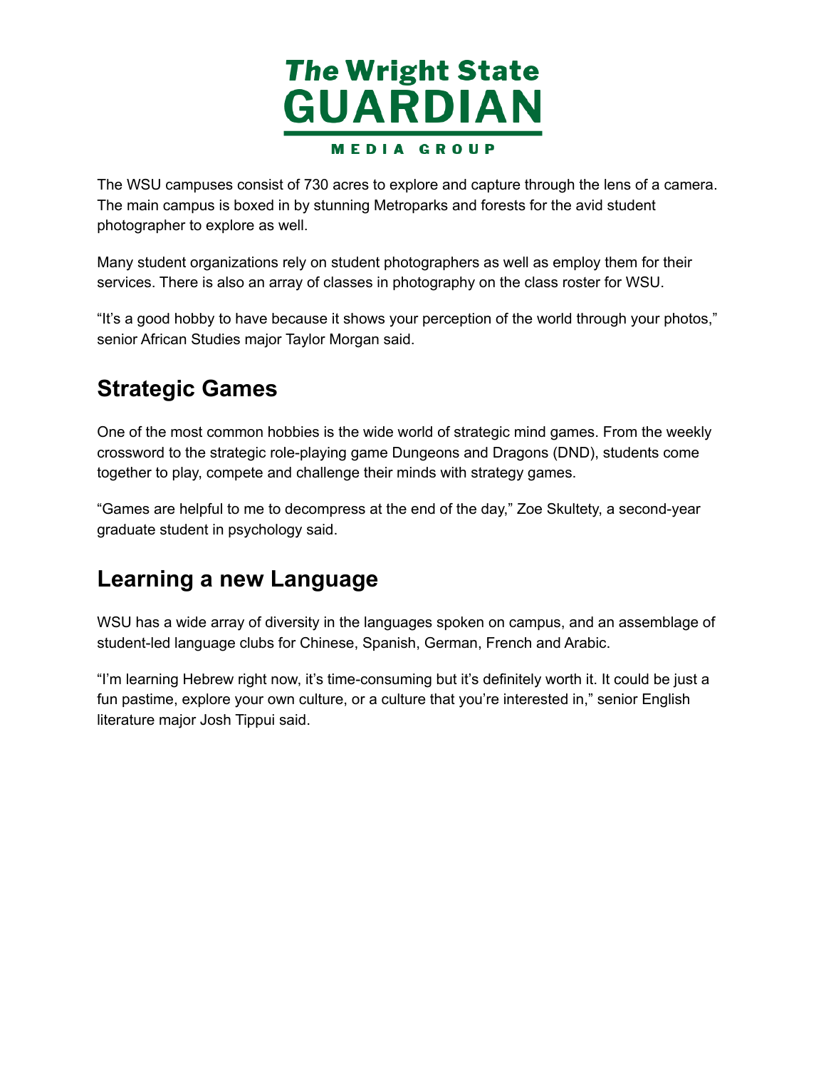The WSU campuses consist of 730 acres to explore and capture through the lens of a camera. The main campus is boxed in by stunning Metroparks and forests for the avid student photographer to explore as well.

Many student organizations rely on student photographers as well as employ them for their services. There is also an array of classes in photography on the class roster for WSU.

"It's a good hobby to have because it shows your perception of the world through your photos," senior African Studies major Taylor Morgan said.

## Strategic Games

One of the most common hobbies is the wide world of strategic mind games. From the weekly crossword to the strategic role-playing game Dungeons and Dragons (DND), students come together to play, compete and challenge their minds with strategy games.

"Games are helpful to me to decompress at the end of the day," Zoe Skultety, a second-year graduate student in psychology said.

## Learning a new Language

WSU has a wide array of diversity in the languages spoken on campus, and an assemblage of student-led language clubs for Chinese, Spanish, German, French and Arabic.

"I'm learning Hebrew right now, it's time-consuming but it's definitely worth it. It could be just a fun pastime, explore your own culture, or a culture that you're interested in," senior English literature major Josh Tippui said.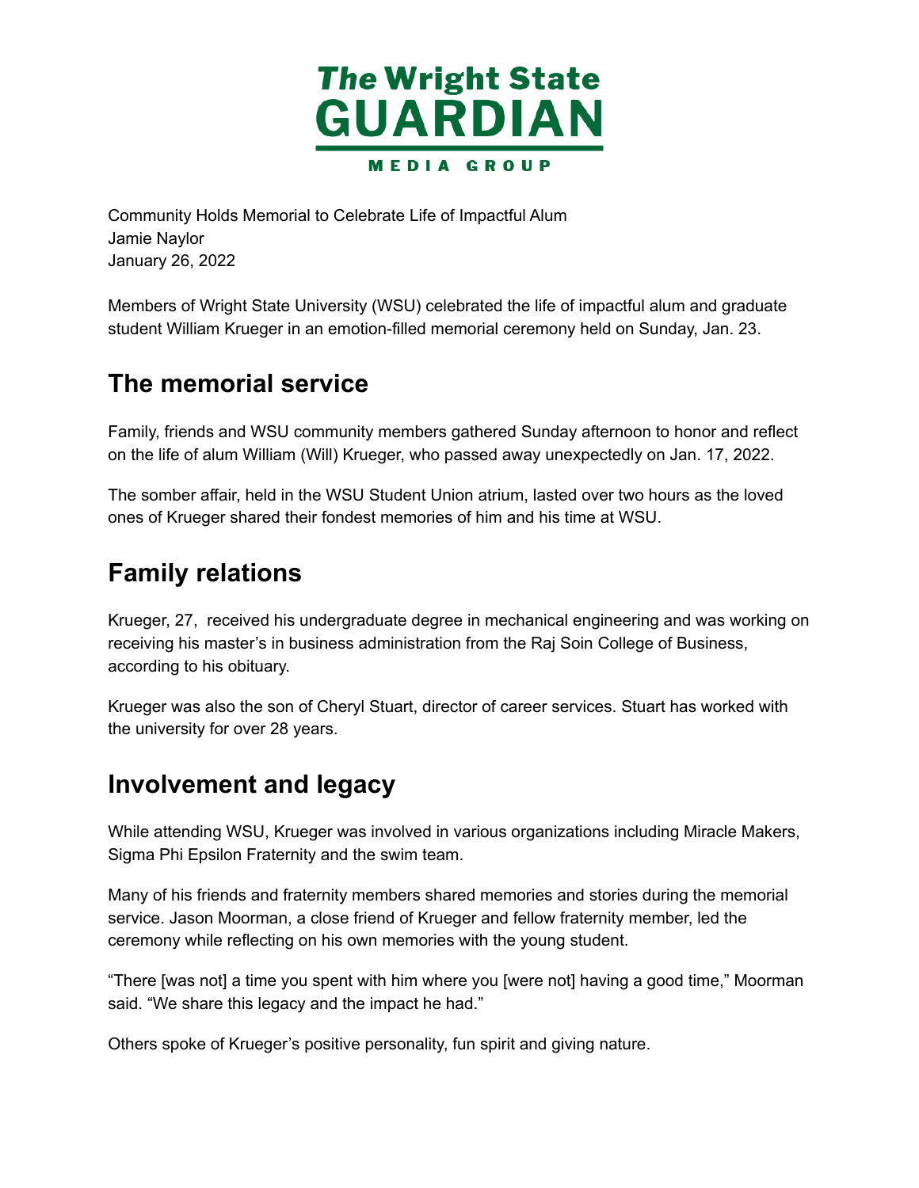The Wright State GUARDIAN

MEDIA GROUP

Community Holds Memorial to Celebrate Life of Impactful Alum
Jamie Naylor
January 26, 2022

Members of Wright State University (WSU) celebrated the life of impactful alum and graduate student William Krueger in an emotion-filled memorial ceremony held on Sunday, Jan. 23.

## The memorial service

Family, friends and WSU community members gathered Sunday afternoon to honor and reflect on the life of alum William (Will) Krueger, who passed away unexpectedly on Jan. 17, 2022.

The somber affair, held in the WSU Student Union atrium, lasted over two hours as the loved ones of Krueger shared their fondest memories of him and his time at WSU.

## Family relations

Krueger, 27, received his undergraduate degree in mechanical engineering and was working on receiving his master's in business administration from the Raj Soin College of Business, according to his obituary.

Krueger was also the son of Cheryl Stuart, director of career services. Stuart has worked with the university for over 28 years.

## Involvement and legacy

While attending WSU, Krueger was involved in various organizations including Miracle Makers, Sigma Phi Epsilon Fraternity and the swim team.

Many of his friends and fraternity members shared memories and stories during the memorial service. Jason Moorman, a close friend of Krueger and fellow fraternity member, led the ceremony while reflecting on his own memories with the young student.

"There [was not] a time you spent with him where you [were not] having a good time," Moorman said. "We share this legacy and the impact he had."

Others spoke of Krueger's positive personality, fun spirit and giving nature.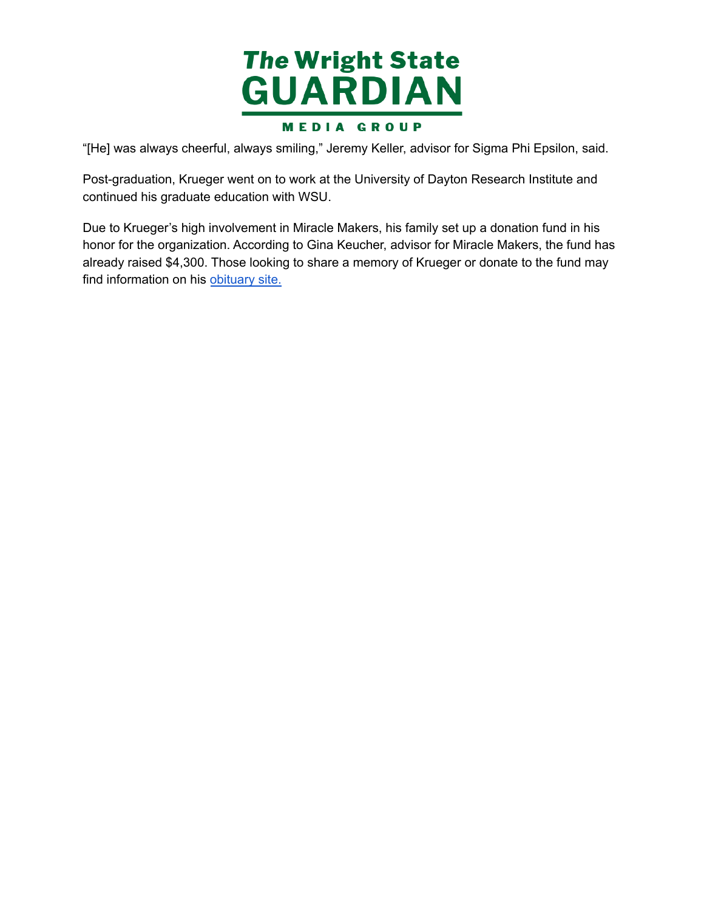"[He] was always cheerful, always smiling," Jeremy Keller, advisor for Sigma Phi Epsilon, said.

Post-graduation, Krueger went on to work at the University of Dayton Research Institute and continued his graduate education with WSU.

Due to Krueger's high involvement in Miracle Makers, his family set up a donation fund in his honor for the organization. According to Gina Keucher, advisor for Miracle Makers, the fund has already raised $4,300. Those looking to share a memory of Krueger or donate to the fund may find information on his obituary site.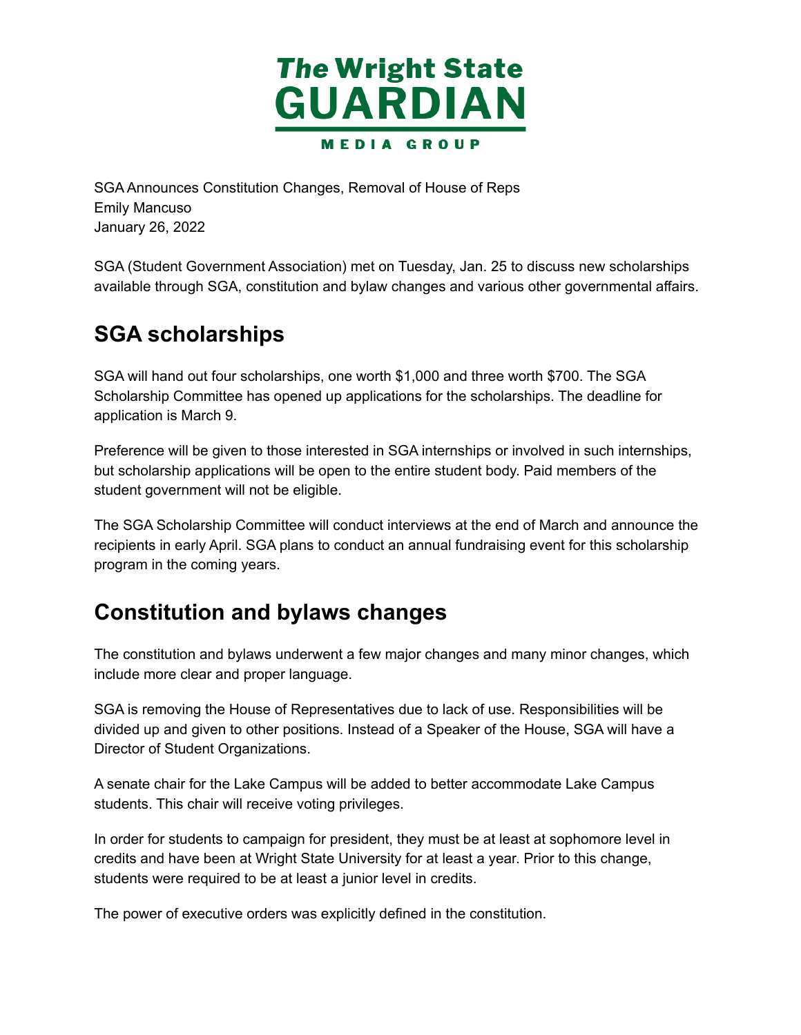SGA Announces Constitution Changes, Removal of House of Reps
Emily Mancuso
January 26, 2022

SGA (Student Government Association) met on Tuesday, Jan. 25 to discuss new scholarships available through SGA, constitution and bylaw changes and various other governmental affairs.

## SGA scholarships

SGA will hand out four scholarships, one worth $1,000 and three worth $700. The SGA Scholarship Committee has opened up applications for the scholarships. The deadline for application is March 9.

Preference will be given to those interested in SGA internships or involved in such internships, but scholarship applications will be open to the entire student body. Paid members of the student government will not be eligible.

The SGA Scholarship Committee will conduct interviews at the end of March and announce the recipients in early April. SGA plans to conduct an annual fundraising event for this scholarship program in the coming years.

## Constitution and bylaws changes

The constitution and bylaws underwent a few major changes and many minor changes, which include more clear and proper language.

SGA is removing the House of Representatives due to lack of use. Responsibilities will be divided up and given to other positions. Instead of a Speaker of the House, SGA will have a Director of Student Organizations.

A senate chair for the Lake Campus will be added to better accommodate Lake Campus students. This chair will receive voting privileges.

In order for students to campaign for president, they must be at least at sophomore level in credits and have been at Wright State University for at least a year. Prior to this change, students were required to be at least a junior level in credits.

The power of executive orders was explicitly defined in the constitution.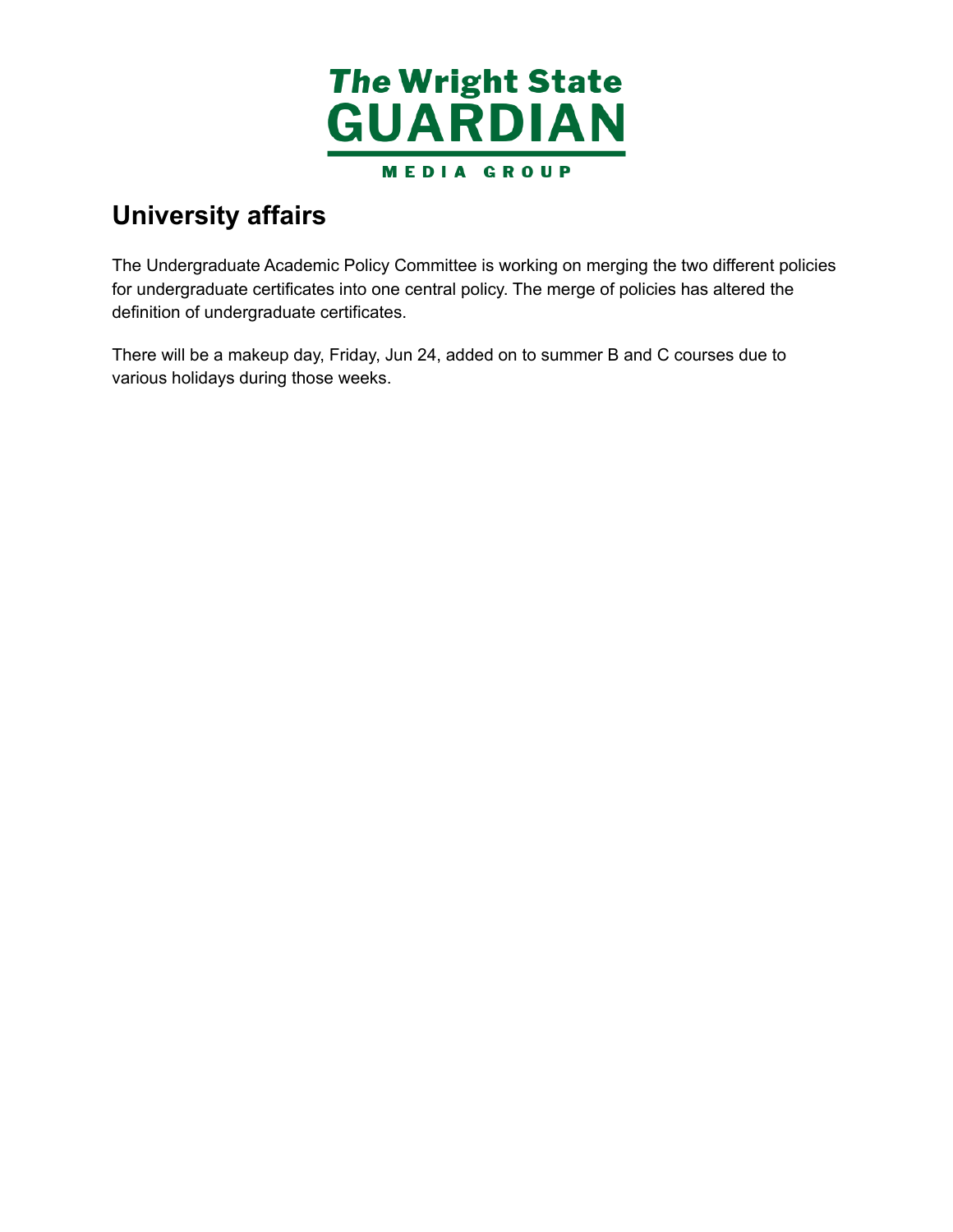## University affairs

The Undergraduate Academic Policy Committee is working on merging the two different policies for undergraduate certificates into one central policy. The merge of policies has altered the definition of undergraduate certificates.

There will be a makeup day, Friday, Jun 24, added on to summer B and C courses due to various holidays during those weeks.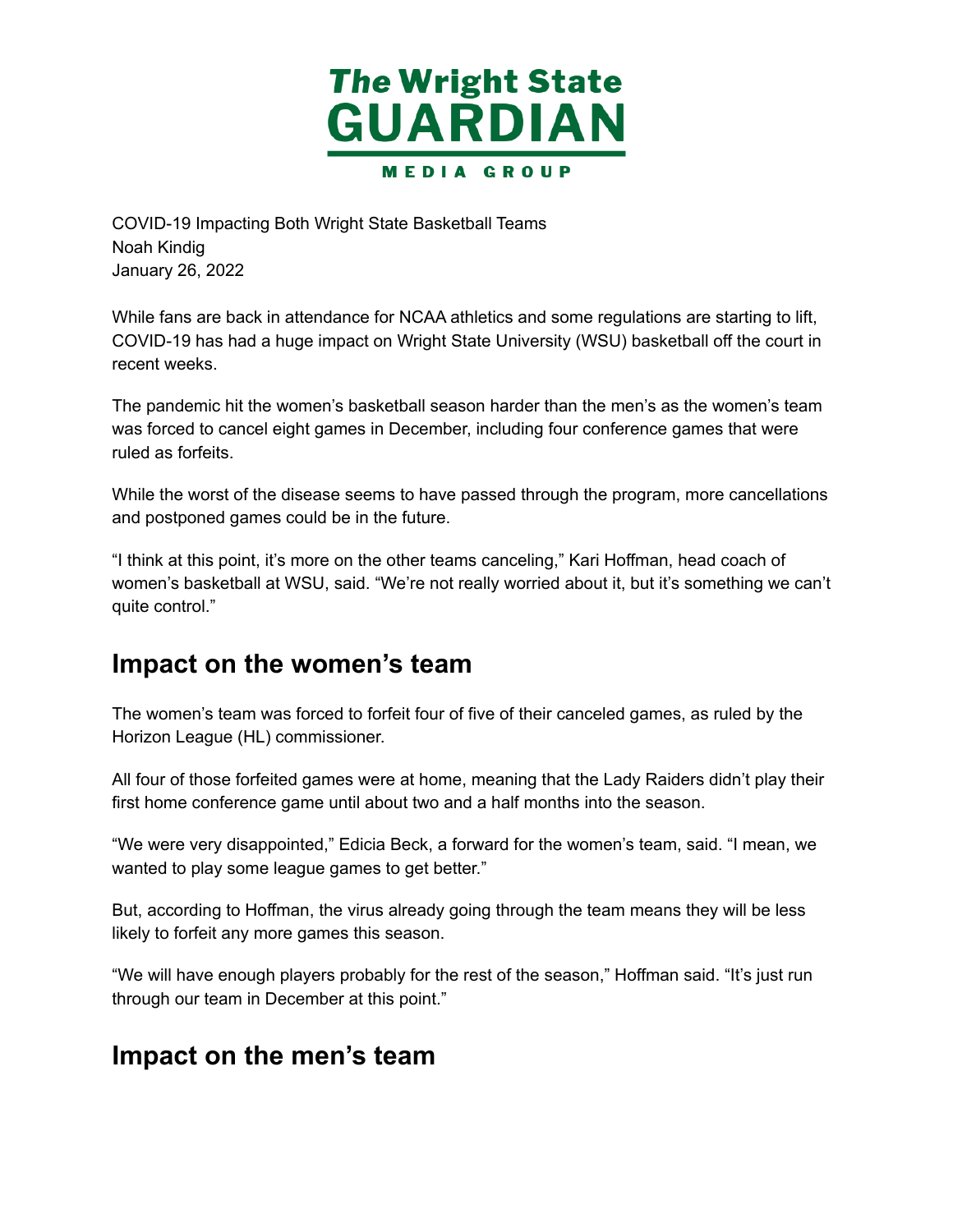COVID-19 Impacting Both Wright State Basketball Teams
Noah Kindig
January 26, 2022

While fans are back in attendance for NCAA athletics and some regulations are starting to lift, COVID-19 has had a huge impact on Wright State University (WSU) basketball off the court in recent weeks.

The pandemic hit the women's basketball season harder than the men's as the women's team was forced to cancel eight games in December, including four conference games that were ruled as forfeits.

While the worst of the disease seems to have passed through the program, more cancellations and postponed games could be in the future.

"I think at this point, it's more on the other teams canceling," Kari Hoffman, head coach of women's basketball at WSU, said. "We're not really worried about it, but it's something we can't quite control."

## Impact on the women's team

The women's team was forced to forfeit four of five of their canceled games, as ruled by the Horizon League (HL) commissioner.

All four of those forfeited games were at home, meaning that the Lady Raiders didn't play their first home conference game until about two and a half months into the season.

"We were very disappointed," Edicia Beck, a forward for the women's team, said. "I mean, we wanted to play some league games to get better."

But, according to Hoffman, the virus already going through the team means they will be less likely to forfeit any more games this season.

"We will have enough players probably for the rest of the season," Hoffman said. "It's just run through our team in December at this point."

## Impact on the men's team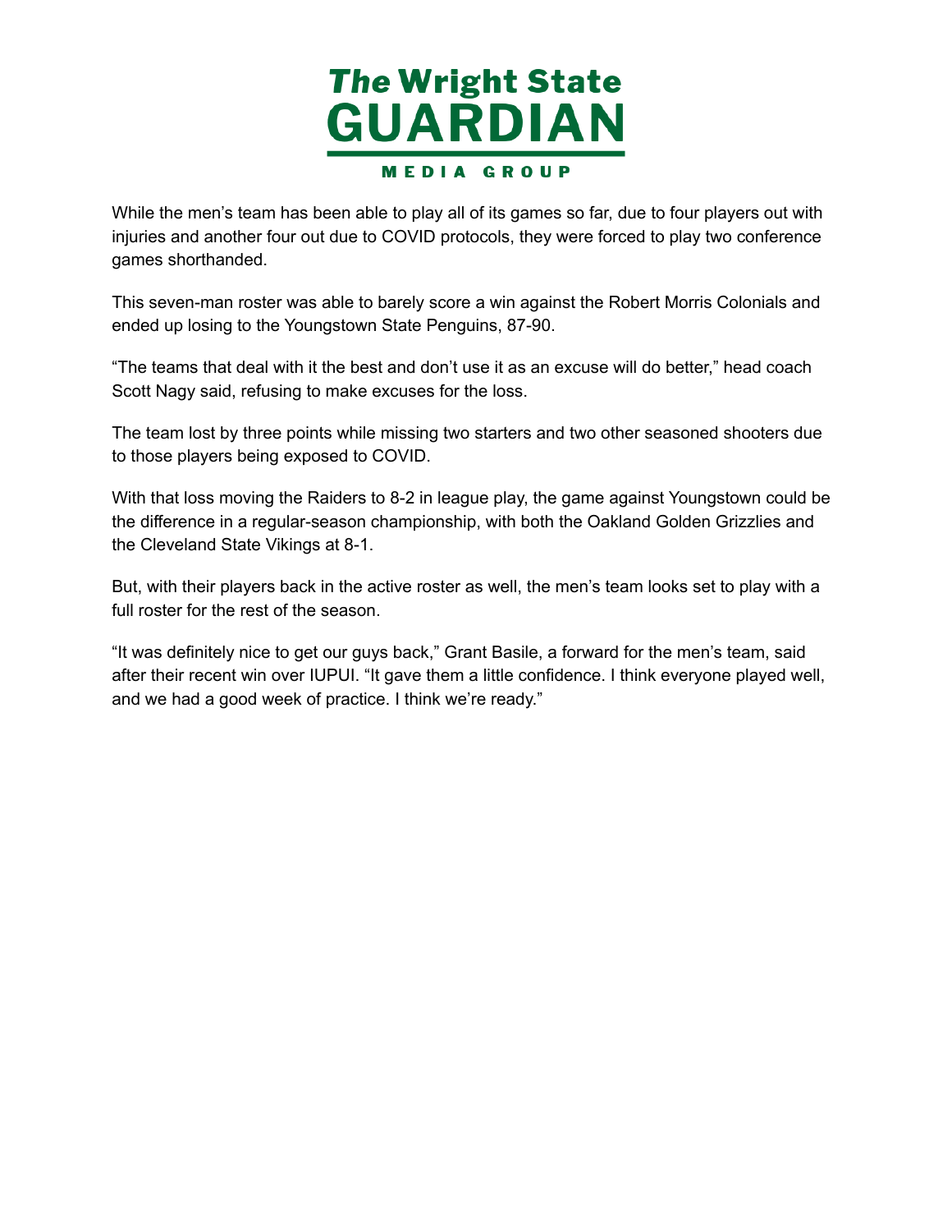While the men's team has been able to play all of its games so far, due to four players out with injuries and another four out due to COVID protocols, they were forced to play two conference games shorthanded.

This seven-man roster was able to barely score a win against the Robert Morris Colonials and ended up losing to the Youngstown State Penguins, 87-90.

"The teams that deal with it the best and don't use it as an excuse will do better," head coach Scott Nagy said, refusing to make excuses for the loss.

The team lost by three points while missing two starters and two other seasoned shooters due to those players being exposed to COVID.

With that loss moving the Raiders to 8-2 in league play, the game against Youngstown could be the difference in a regular-season championship, with both the Oakland Golden Grizzlies and the Cleveland State Vikings at 8-1.

But, with their players back in the active roster as well, the men's team looks set to play with a full roster for the rest of the season.

"It was definitely nice to get our guys back," Grant Basile, a forward for the men's team, said after their recent win over IUPUI. "It gave them a little confidence. I think everyone played well, and we had a good week of practice. I think we're ready."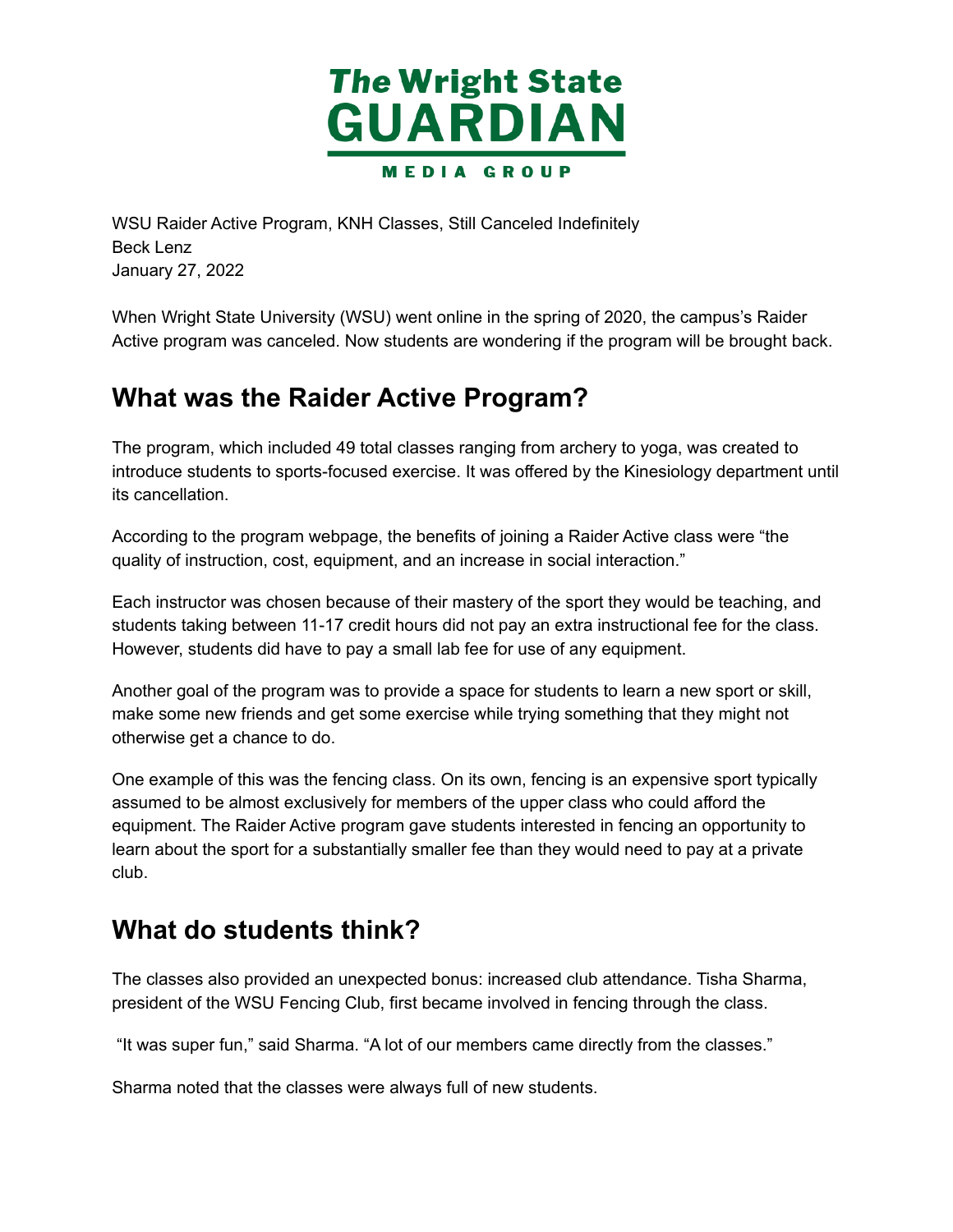The Wright State GUARDIAN MEDIA GROUP

WSU Raider Active Program, KNH Classes, Still Canceled Indefinitely
Beck Lenz
January 27, 2022

When Wright State University (WSU) went online in the spring of 2020, the campus's Raider Active program was canceled. Now students are wondering if the program will be brought back.

## What was the Raider Active Program?

The program, which included 49 total classes ranging from archery to yoga, was created to introduce students to sports-focused exercise. It was offered by the Kinesiology department until its cancellation.

According to the program webpage, the benefits of joining a Raider Active class were "the quality of instruction, cost, equipment, and an increase in social interaction."

Each instructor was chosen because of their mastery of the sport they would be teaching, and students taking between 11-17 credit hours did not pay an extra instructional fee for the class. However, students did have to pay a small lab fee for use of any equipment.

Another goal of the program was to provide a space for students to learn a new sport or skill, make some new friends and get some exercise while trying something that they might not otherwise get a chance to do.

One example of this was the fencing class. On its own, fencing is an expensive sport typically assumed to be almost exclusively for members of the upper class who could afford the equipment. The Raider Active program gave students interested in fencing an opportunity to learn about the sport for a substantially smaller fee than they would need to pay at a private club.

## What do students think?

The classes also provided an unexpected bonus: increased club attendance. Tisha Sharma, president of the WSU Fencing Club, first became involved in fencing through the class.

"It was super fun," said Sharma. "A lot of our members came directly from the classes."

Sharma noted that the classes were always full of new students.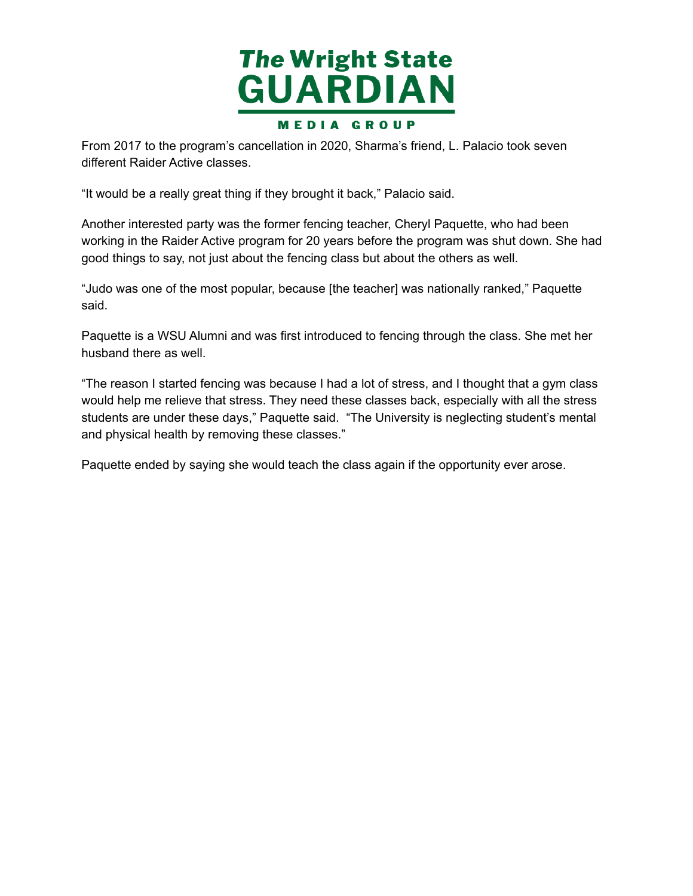From 2017 to the program's cancellation in 2020, Sharma's friend, L. Palacio took seven different Raider Active classes.

"It would be a really great thing if they brought it back," Palacio said.

Another interested party was the former fencing teacher, Cheryl Paquette, who had been working in the Raider Active program for 20 years before the program was shut down. She had good things to say, not just about the fencing class but about the others as well.

"Judo was one of the most popular, because [the teacher] was nationally ranked," Paquette said.

Paquette is a WSU Alumni and was first introduced to fencing through the class. She met her husband there as well.

"The reason I started fencing was because I had a lot of stress, and I thought that a gym class would help me relieve that stress. They need these classes back, especially with all the stress students are under these days," Paquette said. "The University is neglecting student's mental and physical health by removing these classes."

Paquette ended by saying she would teach the class again if the opportunity ever arose.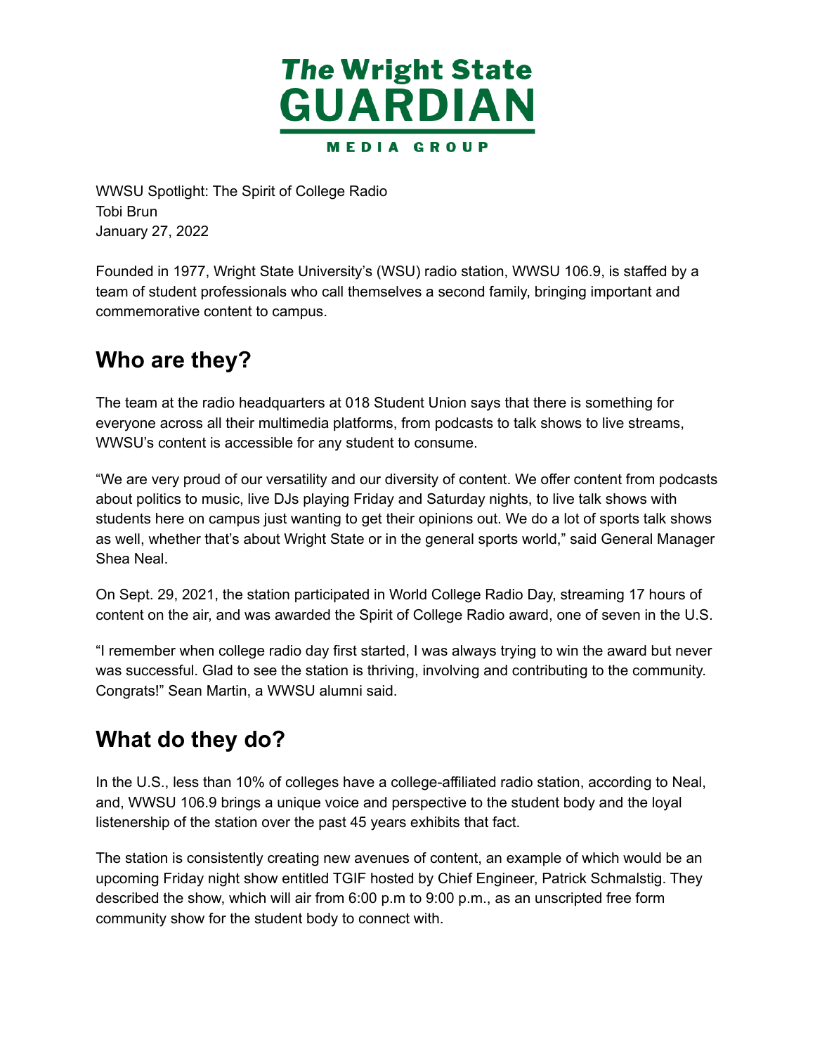The Wright State GUARDIAN MEDIA GROUP

WWSU Spotlight: The Spirit of College Radio
Tobi Brun
January 27, 2022

Founded in 1977, Wright State University's (WSU) radio station, WWSU 106.9, is staffed by a team of student professionals who call themselves a second family, bringing important and commemorative content to campus.

## Who are they?

The team at the radio headquarters at 018 Student Union says that there is something for everyone across all their multimedia platforms, from podcasts to talk shows to live streams, WWSU's content is accessible for any student to consume.

"We are very proud of our versatility and our diversity of content. We offer content from podcasts about politics to music, live DJs playing Friday and Saturday nights, to live talk shows with students here on campus just wanting to get their opinions out. We do a lot of sports talk shows as well, whether that's about Wright State or in the general sports world," said General Manager Shea Neal.

On Sept. 29, 2021, the station participated in World College Radio Day, streaming 17 hours of content on the air, and was awarded the Spirit of College Radio award, one of seven in the U.S.

"I remember when college radio day first started, I was always trying to win the award but never was successful. Glad to see the station is thriving, involving and contributing to the community. Congrats!" Sean Martin, a WWSU alumni said.

## What do they do?

In the U.S., less than 10% of colleges have a college-affiliated radio station, according to Neal, and, WWSU 106.9 brings a unique voice and perspective to the student body and the loyal listenership of the station over the past 45 years exhibits that fact.

The station is consistently creating new avenues of content, an example of which would be an upcoming Friday night show entitled TGIF hosted by Chief Engineer, Patrick Schmalstig. They described the show, which will air from 6:00 p.m to 9:00 p.m., as an unscripted free form community show for the student body to connect with.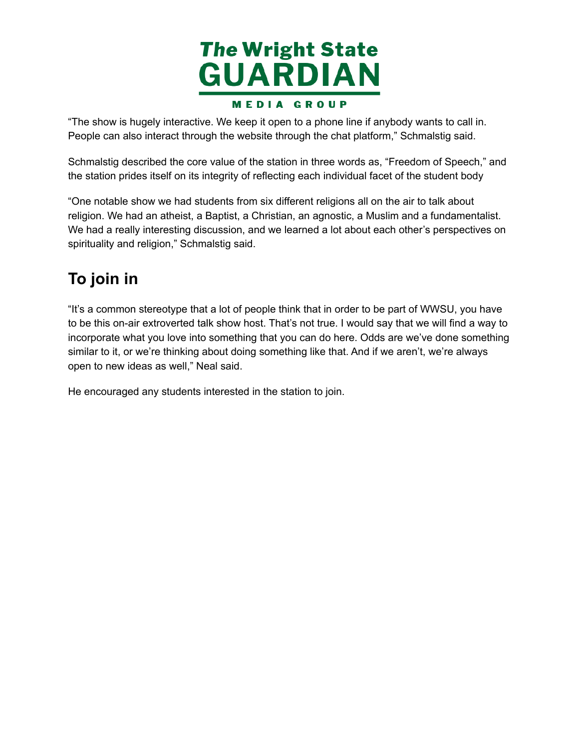"The show is hugely interactive. We keep it open to a phone line if anybody wants to call in. People can also interact through the website through the chat platform," Schmalstig said.

Schmalstig described the core value of the station in three words as, "Freedom of Speech," and the station prides itself on its integrity of reflecting each individual facet of the student body

"One notable show we had students from six different religions all on the air to talk about religion. We had an atheist, a Baptist, a Christian, an agnostic, a Muslim and a fundamentalist. We had a really interesting discussion, and we learned a lot about each other's perspectives on spirituality and religion," Schmalstig said.

## To join in

"It's a common stereotype that a lot of people think that in order to be part of WWSU, you have to be this on-air extroverted talk show host. That's not true. I would say that we will find a way to incorporate what you love into something that you can do here. Odds are we've done something similar to it, or we're thinking about doing something like that. And if we aren't, we're always open to new ideas as well," Neal said.

He encouraged any students interested in the station to join.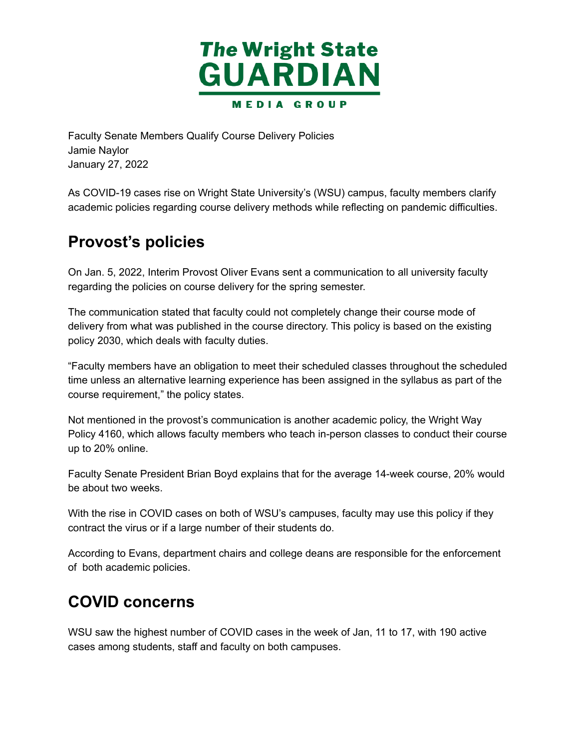The Wright State GUARDIAN MEDIA GROUP

Faculty Senate Members Qualify Course Delivery Policies
Jamie Naylor
January 27, 2022

As COVID-19 cases rise on Wright State University's (WSU) campus, faculty members clarify academic policies regarding course delivery methods while reflecting on pandemic difficulties.

## Provost's policies

On Jan. 5, 2022, Interim Provost Oliver Evans sent a communication to all university faculty regarding the policies on course delivery for the spring semester.

The communication stated that faculty could not completely change their course mode of delivery from what was published in the course directory. This policy is based on the existing policy 2030, which deals with faculty duties.

"Faculty members have an obligation to meet their scheduled classes throughout the scheduled time unless an alternative learning experience has been assigned in the syllabus as part of the course requirement," the policy states.

Not mentioned in the provost's communication is another academic policy, the Wright Way Policy 4160, which allows faculty members who teach in-person classes to conduct their course up to 20% online.

Faculty Senate President Brian Boyd explains that for the average 14-week course, 20% would be about two weeks.

With the rise in COVID cases on both of WSU's campuses, faculty may use this policy if they contract the virus or if a large number of their students do.

According to Evans, department chairs and college deans are responsible for the enforcement of both academic policies.

## COVID concerns

WSU saw the highest number of COVID cases in the week of Jan, 11 to 17, with 190 active cases among students, staff and faculty on both campuses.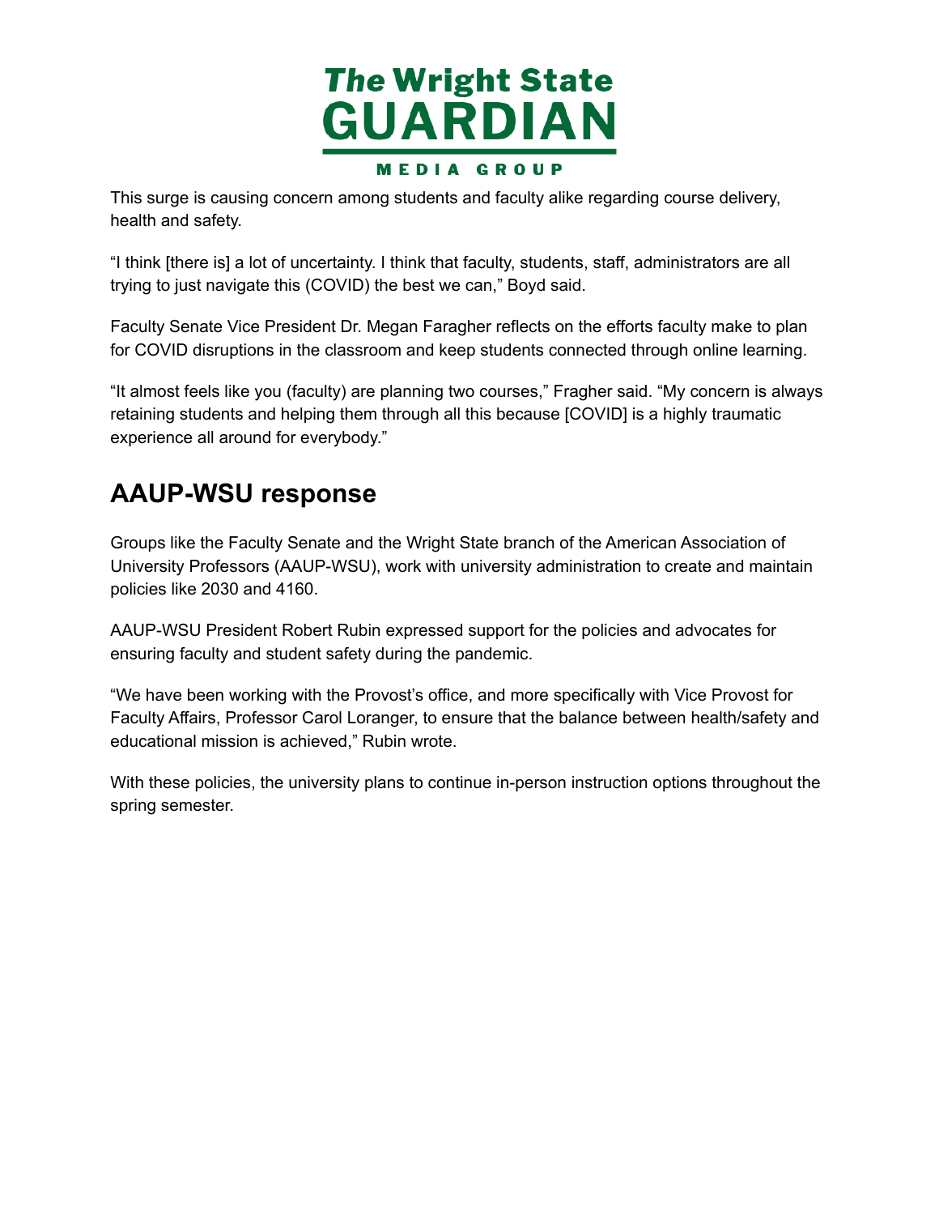This surge is causing concern among students and faculty alike regarding course delivery, health and safety.

"I think [there is] a lot of uncertainty. I think that faculty, students, staff, administrators are all trying to just navigate this (COVID) the best we can," Boyd said.

Faculty Senate Vice President Dr. Megan Faragher reflects on the efforts faculty make to plan for COVID disruptions in the classroom and keep students connected through online learning.

"It almost feels like you (faculty) are planning two courses," Fragher said. "My concern is always retaining students and helping them through all this because [COVID] is a highly traumatic experience all around for everybody."

## AAUP-WSU response

Groups like the Faculty Senate and the Wright State branch of the American Association of University Professors (AAUP-WSU), work with university administration to create and maintain policies like 2030 and 4160.

AAUP-WSU President Robert Rubin expressed support for the policies and advocates for ensuring faculty and student safety during the pandemic.

"We have been working with the Provost's office, and more specifically with Vice Provost for Faculty Affairs, Professor Carol Loranger, to ensure that the balance between health/safety and educational mission is achieved," Rubin wrote.

With these policies, the university plans to continue in-person instruction options throughout the spring semester.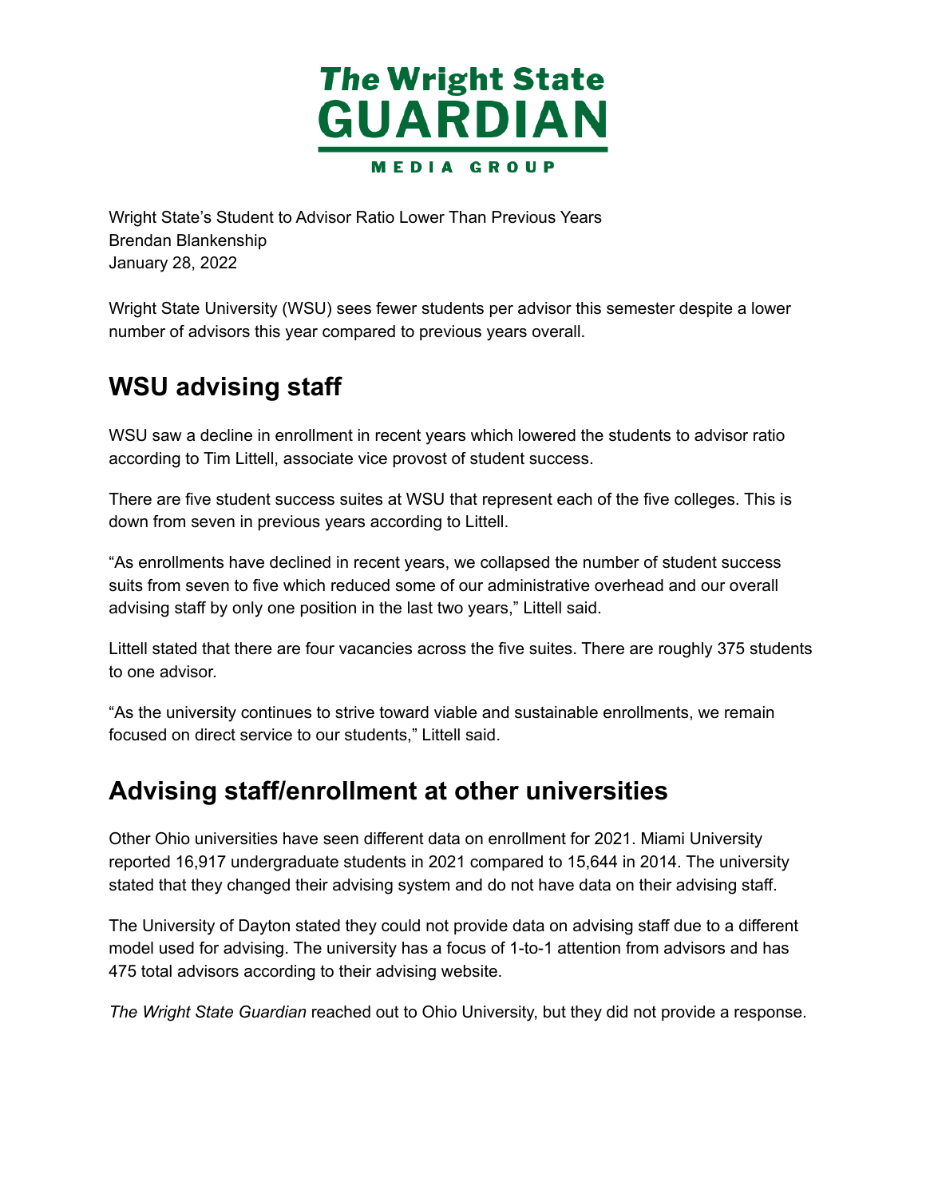# The Wright State GUARDIAN

MEDIA GROUP

Wright State's Student to Advisor Ratio Lower Than Previous Years
Brendan Blankenship
January 28, 2022

Wright State University (WSU) sees fewer students per advisor this semester despite a lower number of advisors this year compared to previous years overall.

## WSU advising staff

WSU saw a decline in enrollment in recent years which lowered the students to advisor ratio according to Tim Littell, associate vice provost of student success.

There are five student success suites at WSU that represent each of the five colleges. This is down from seven in previous years according to Littell.

"As enrollments have declined in recent years, we collapsed the number of student success suits from seven to five which reduced some of our administrative overhead and our overall advising staff by only one position in the last two years," Littell said.

Littell stated that there are four vacancies across the five suites. There are roughly 375 students to one advisor.

"As the university continues to strive toward viable and sustainable enrollments, we remain focused on direct service to our students," Littell said.

## Advising staff/enrollment at other universities

Other Ohio universities have seen different data on enrollment for 2021. Miami University reported 16,917 undergraduate students in 2021 compared to 15,644 in 2014. The university stated that they changed their advising system and do not have data on their advising staff.

The University of Dayton stated they could not provide data on advising staff due to a different model used for advising. The university has a focus of 1-to-1 attention from advisors and has 475 total advisors according to their advising website.

*The Wright State Guardian* reached out to Ohio University, but they did not provide a response.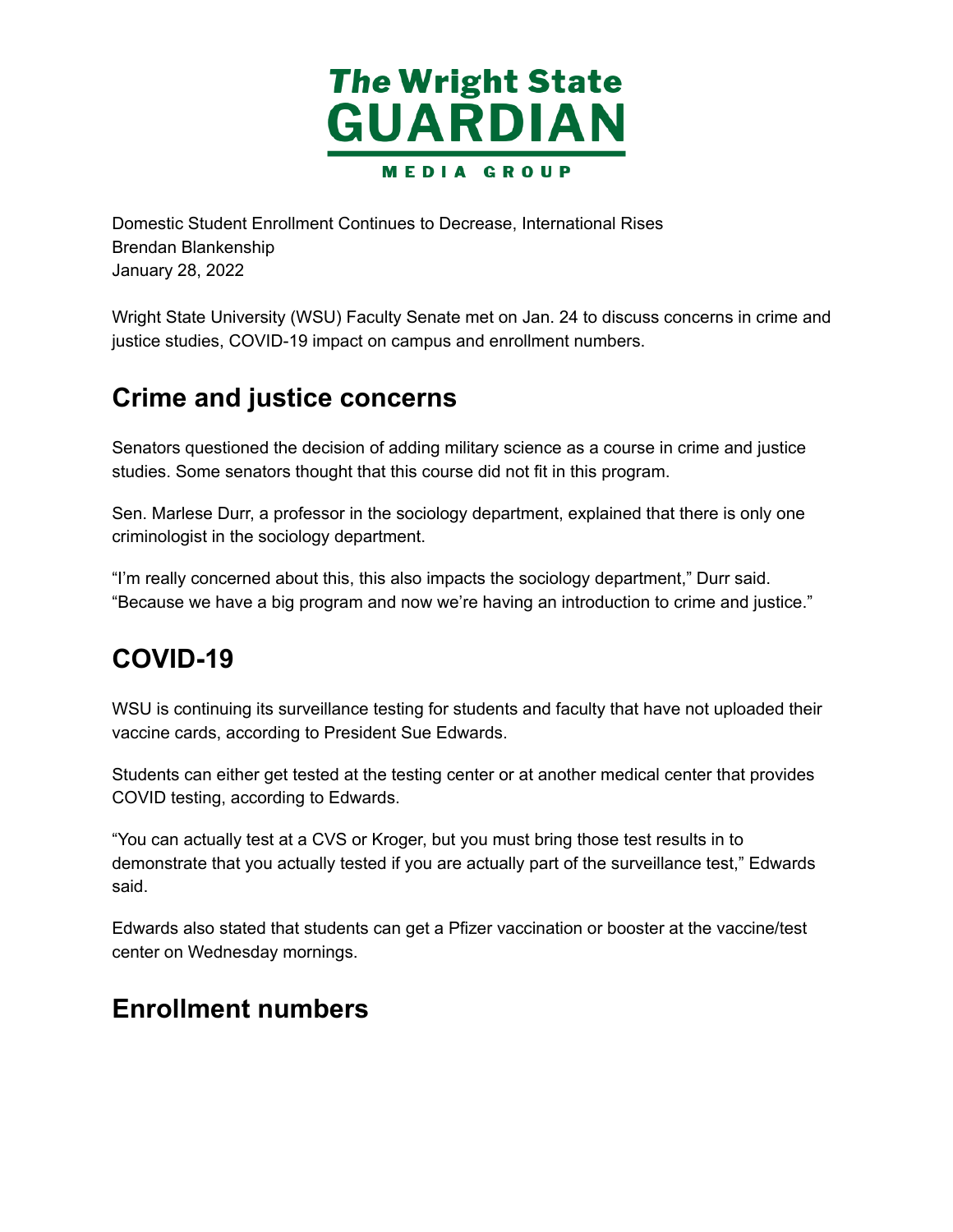The Wright State GUARDIAN MEDIA GROUP

Domestic Student Enrollment Continues to Decrease, International Rises
Brendan Blankenship
January 28, 2022

Wright State University (WSU) Faculty Senate met on Jan. 24 to discuss concerns in crime and justice studies, COVID-19 impact on campus and enrollment numbers.

## Crime and justice concerns

Senators questioned the decision of adding military science as a course in crime and justice studies. Some senators thought that this course did not fit in this program.

Sen. Marlese Durr, a professor in the sociology department, explained that there is only one criminologist in the sociology department.

"I'm really concerned about this, this also impacts the sociology department," Durr said. "Because we have a big program and now we're having an introduction to crime and justice."

## COVID-19

WSU is continuing its surveillance testing for students and faculty that have not uploaded their vaccine cards, according to President Sue Edwards.

Students can either get tested at the testing center or at another medical center that provides COVID testing, according to Edwards.

"You can actually test at a CVS or Kroger, but you must bring those test results in to demonstrate that you actually tested if you are actually part of the surveillance test," Edwards said.

Edwards also stated that students can get a Pfizer vaccination or booster at the vaccine/test center on Wednesday mornings.

## Enrollment numbers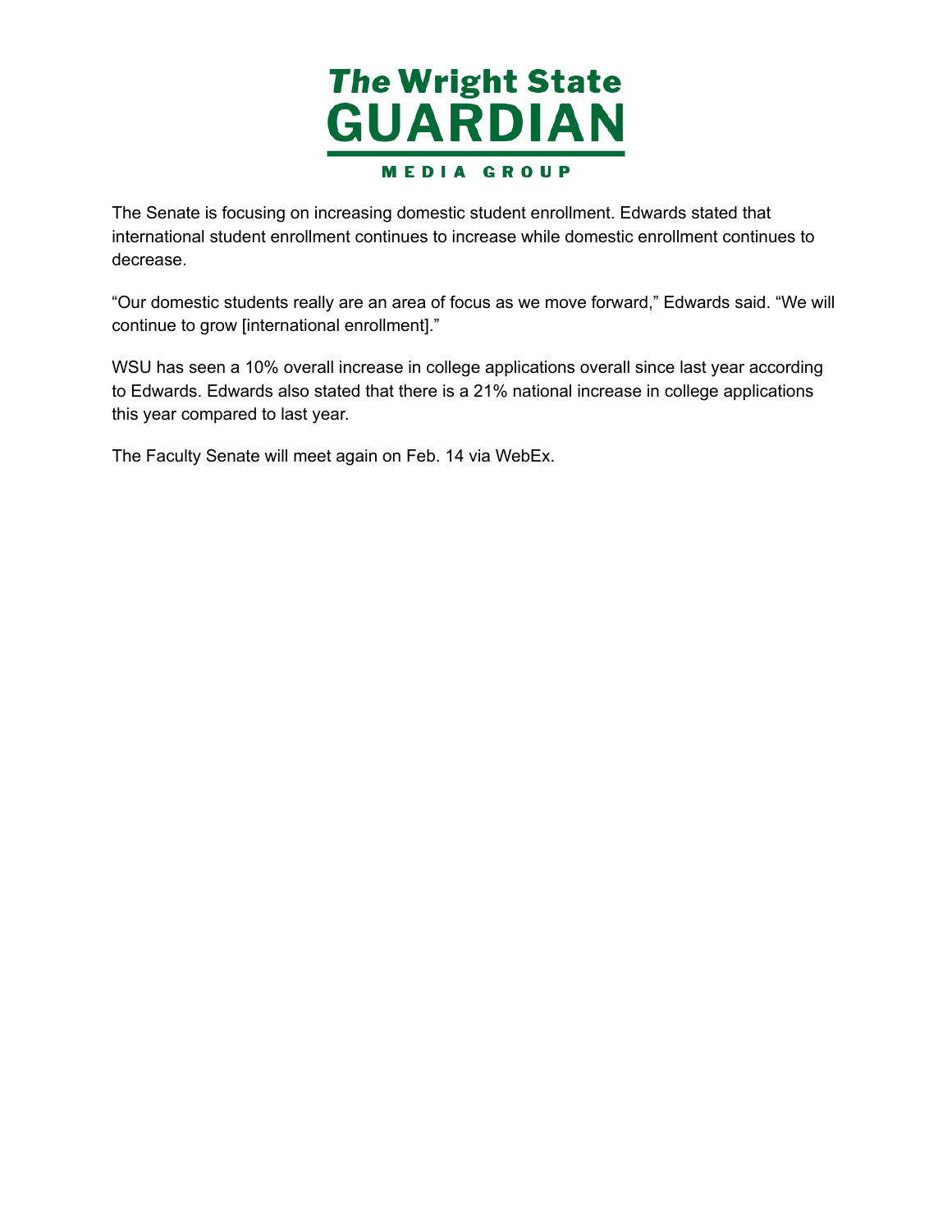The Senate is focusing on increasing domestic student enrollment. Edwards stated that international student enrollment continues to increase while domestic enrollment continues to decrease.

"Our domestic students really are an area of focus as we move forward," Edwards said. "We will continue to grow [international enrollment]."

WSU has seen a 10% overall increase in college applications overall since last year according to Edwards. Edwards also stated that there is a 21% national increase in college applications this year compared to last year.

The Faculty Senate will meet again on Feb. 14 via WebEx.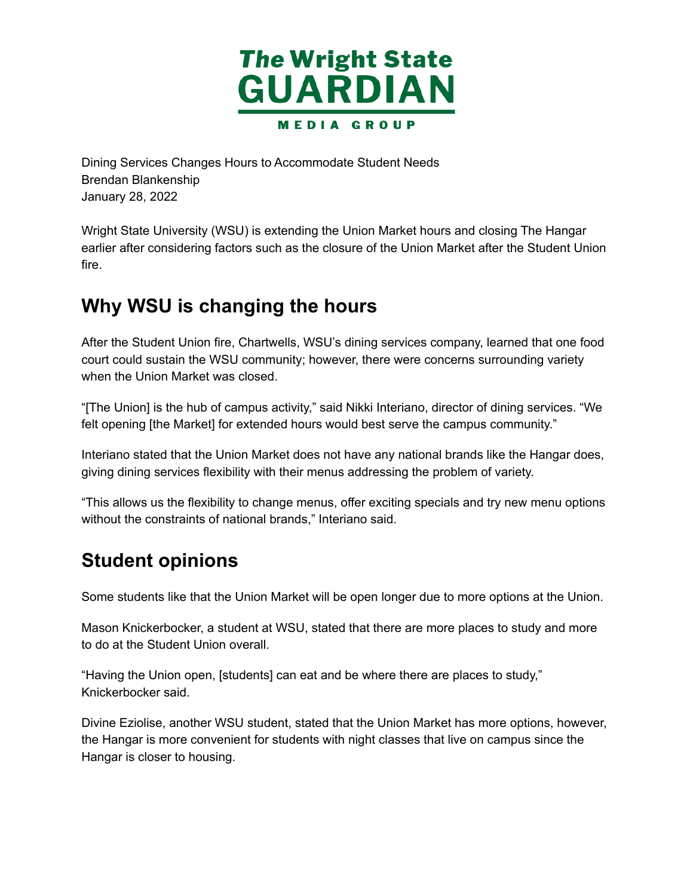The Wright State GUARDIAN MEDIA GROUP

Dining Services Changes Hours to Accommodate Student Needs
Brendan Blankenship
January 28, 2022

Wright State University (WSU) is extending the Union Market hours and closing The Hangar earlier after considering factors such as the closure of the Union Market after the Student Union fire.

## Why WSU is changing the hours

After the Student Union fire, Chartwells, WSU's dining services company, learned that one food court could sustain the WSU community; however, there were concerns surrounding variety when the Union Market was closed.

"[The Union] is the hub of campus activity," said Nikki Interiano, director of dining services. "We felt opening [the Market] for extended hours would best serve the campus community."

Interiano stated that the Union Market does not have any national brands like the Hangar does, giving dining services flexibility with their menus addressing the problem of variety.

"This allows us the flexibility to change menus, offer exciting specials and try new menu options without the constraints of national brands," Interiano said.

## Student opinions

Some students like that the Union Market will be open longer due to more options at the Union.

Mason Knickerbocker, a student at WSU, stated that there are more places to study and more to do at the Student Union overall.

"Having the Union open, [students] can eat and be where there are places to study," Knickerbocker said.

Divine Eziolise, another WSU student, stated that the Union Market has more options, however, the Hangar is more convenient for students with night classes that live on campus since the Hangar is closer to housing.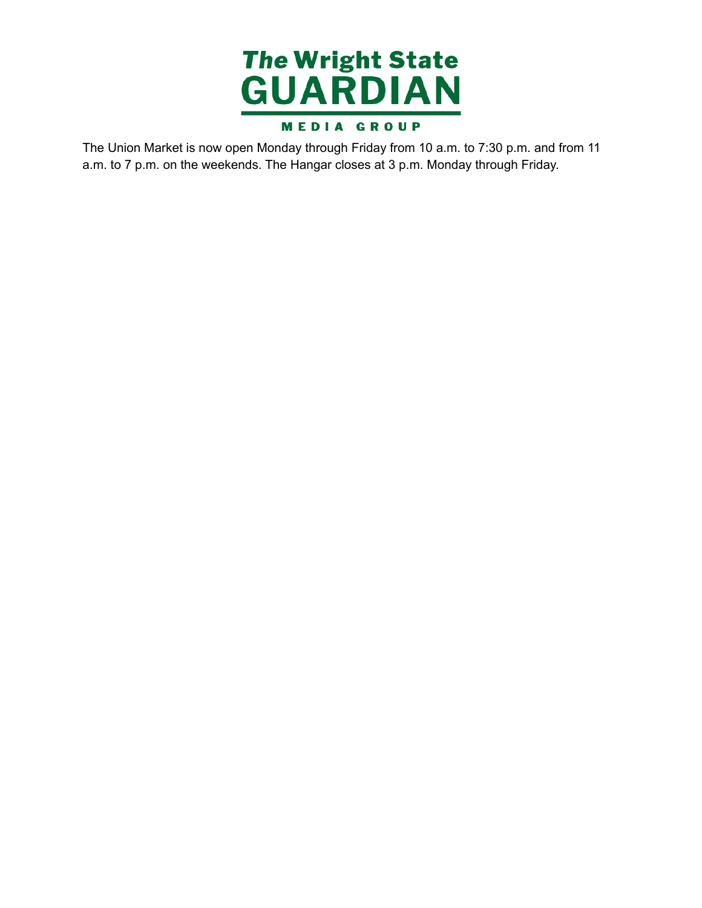The Union Market is now open Monday through Friday from 10 a.m. to 7:30 p.m. and from 11 a.m. to 7 p.m. on the weekends. The Hangar closes at 3 p.m. Monday through Friday.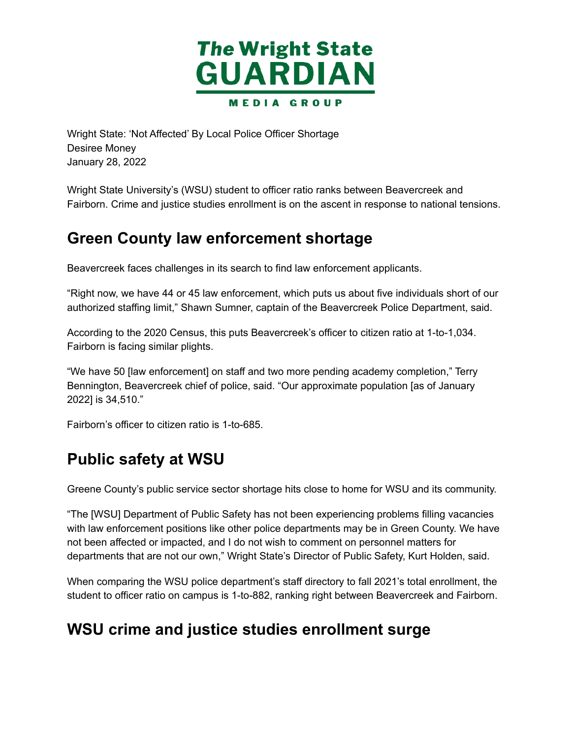# The Wright State GUARDIAN

MEDIA GROUP

Wright State: 'Not Affected' By Local Police Officer Shortage
Desiree Money
January 28, 2022

Wright State University's (WSU) student to officer ratio ranks between Beavercreek and Fairborn. Crime and justice studies enrollment is on the ascent in response to national tensions.

## Green County law enforcement shortage

Beavercreek faces challenges in its search to find law enforcement applicants.

"Right now, we have 44 or 45 law enforcement, which puts us about five individuals short of our authorized staffing limit," Shawn Sumner, captain of the Beavercreek Police Department, said.

According to the 2020 Census, this puts Beavercreek's officer to citizen ratio at 1-to-1,034. Fairborn is facing similar plights.

"We have 50 [law enforcement] on staff and two more pending academy completion," Terry Bennington, Beavercreek chief of police, said. "Our approximate population [as of January 2022] is 34,510."

Fairborn's officer to citizen ratio is 1-to-685.

## Public safety at WSU

Greene County's public service sector shortage hits close to home for WSU and its community.

"The [WSU] Department of Public Safety has not been experiencing problems filling vacancies with law enforcement positions like other police departments may be in Green County. We have not been affected or impacted, and I do not wish to comment on personnel matters for departments that are not our own," Wright State's Director of Public Safety, Kurt Holden, said.

When comparing the WSU police department's staff directory to fall 2021's total enrollment, the student to officer ratio on campus is 1-to-882, ranking right between Beavercreek and Fairborn.

## WSU crime and justice studies enrollment surge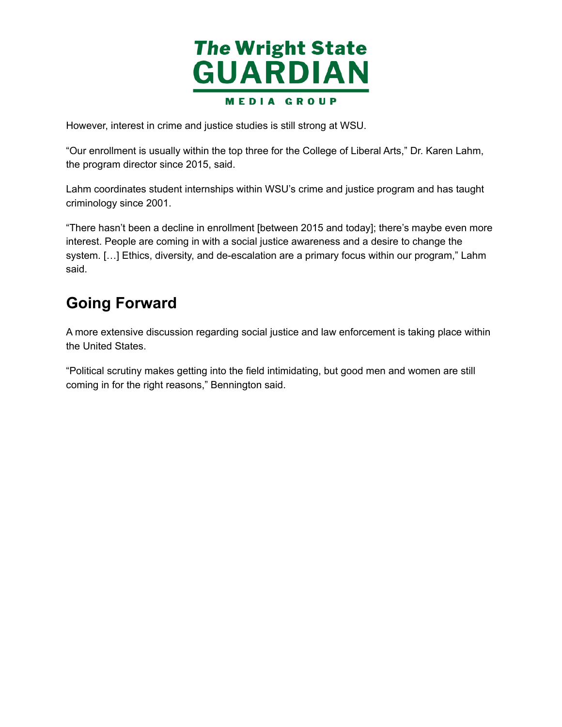However, interest in crime and justice studies is still strong at WSU.

“Our enrollment is usually within the top three for the College of Liberal Arts,” Dr. Karen Lahm, the program director since 2015, said.

Lahm coordinates student internships within WSU’s crime and justice program and has taught criminology since 2001.

“There hasn’t been a decline in enrollment [between 2015 and today]; there’s maybe even more interest. People are coming in with a social justice awareness and a desire to change the system. […] Ethics, diversity, and de-escalation are a primary focus within our program,” Lahm said.

## Going Forward

A more extensive discussion regarding social justice and law enforcement is taking place within the United States.

“Political scrutiny makes getting into the field intimidating, but good men and women are still coming in for the right reasons,” Bennington said.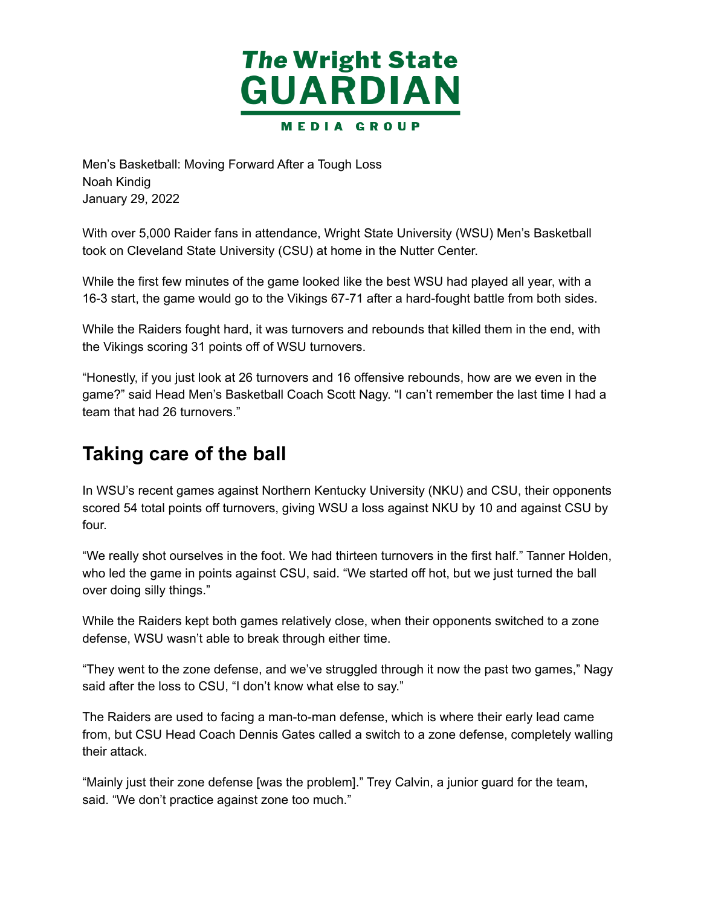Men's Basketball: Moving Forward After a Tough Loss
Noah Kindig
January 29, 2022

With over 5,000 Raider fans in attendance, Wright State University (WSU) Men's Basketball took on Cleveland State University (CSU) at home in the Nutter Center.

While the first few minutes of the game looked like the best WSU had played all year, with a 16-3 start, the game would go to the Vikings 67-71 after a hard-fought battle from both sides.

While the Raiders fought hard, it was turnovers and rebounds that killed them in the end, with the Vikings scoring 31 points off of WSU turnovers.

"Honestly, if you just look at 26 turnovers and 16 offensive rebounds, how are we even in the game?" said Head Men's Basketball Coach Scott Nagy. "I can't remember the last time I had a team that had 26 turnovers."

## Taking care of the ball

In WSU's recent games against Northern Kentucky University (NKU) and CSU, their opponents scored 54 total points off turnovers, giving WSU a loss against NKU by 10 and against CSU by four.

"We really shot ourselves in the foot. We had thirteen turnovers in the first half." Tanner Holden, who led the game in points against CSU, said. "We started off hot, but we just turned the ball over doing silly things."

While the Raiders kept both games relatively close, when their opponents switched to a zone defense, WSU wasn't able to break through either time.

"They went to the zone defense, and we've struggled through it now the past two games," Nagy said after the loss to CSU, "I don't know what else to say."

The Raiders are used to facing a man-to-man defense, which is where their early lead came from, but CSU Head Coach Dennis Gates called a switch to a zone defense, completely walling their attack.

"Mainly just their zone defense [was the problem]." Trey Calvin, a junior guard for the team, said. "We don't practice against zone too much."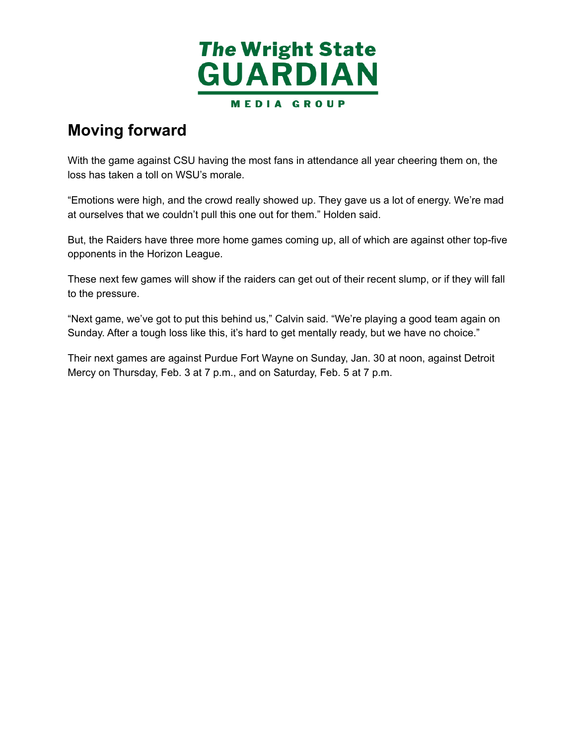## Moving forward

With the game against CSU having the most fans in attendance all year cheering them on, the loss has taken a toll on WSU's morale.

"Emotions were high, and the crowd really showed up. They gave us a lot of energy. We're mad at ourselves that we couldn't pull this one out for them." Holden said.

But, the Raiders have three more home games coming up, all of which are against other top-five opponents in the Horizon League.

These next few games will show if the raiders can get out of their recent slump, or if they will fall to the pressure.

"Next game, we've got to put this behind us," Calvin said. "We're playing a good team again on Sunday. After a tough loss like this, it's hard to get mentally ready, but we have no choice."

Their next games are against Purdue Fort Wayne on Sunday, Jan. 30 at noon, against Detroit Mercy on Thursday, Feb. 3 at 7 p.m., and on Saturday, Feb. 5 at 7 p.m.